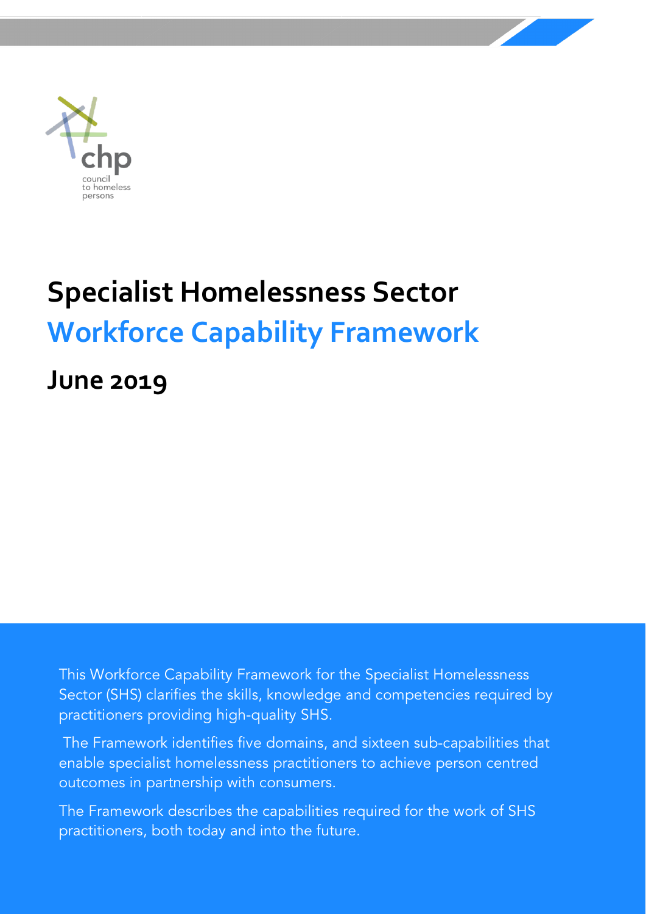chp
council to homeless persons

# Specialist Homelessness Sector

# Workforce Capability Framework

## June 2019

This Workforce Capability Framework for the Specialist Homelessness Sector (SHS) clarifies the skills, knowledge and competencies required by practitioners providing high-quality SHS.

The Framework identifies five domains, and sixteen sub-capabilities that enable specialist homelessness practitioners to achieve person centred outcomes in partnership with consumers.

The Framework describes the capabilities required for the work of SHS practitioners, both today and into the future.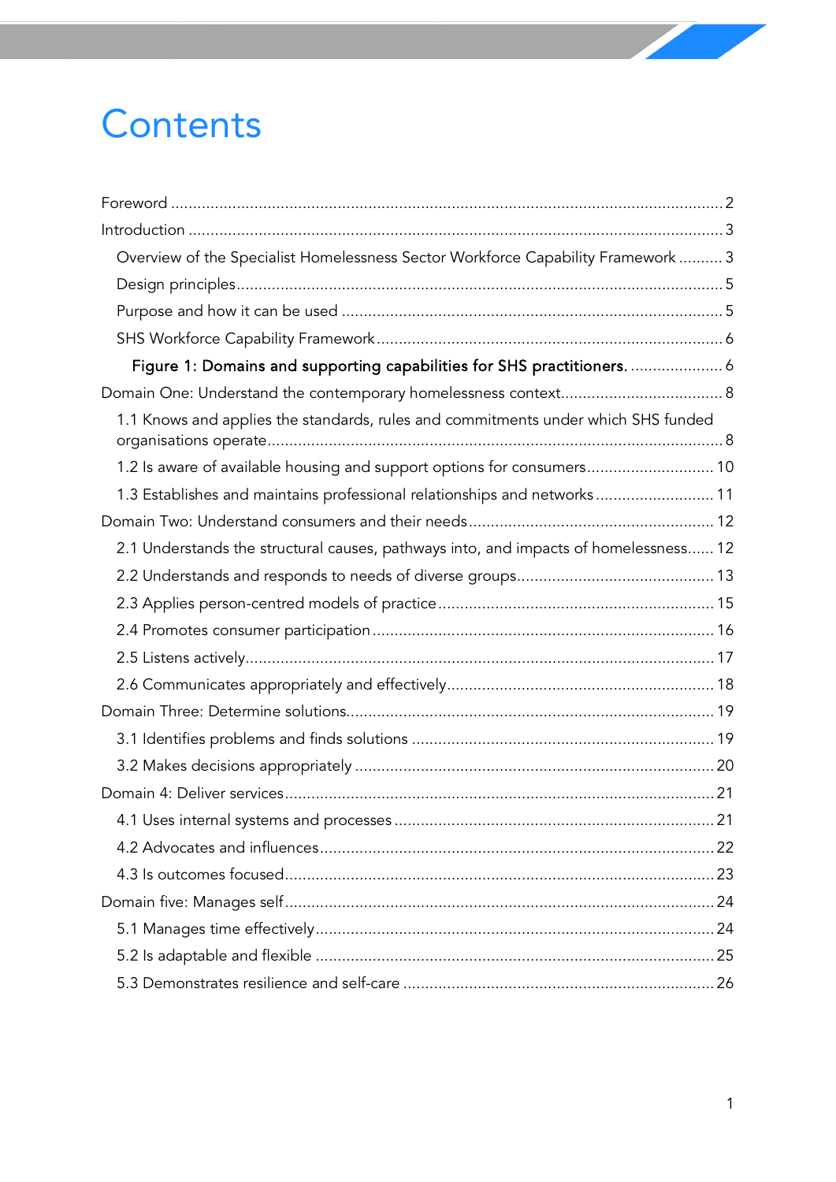# Contents

Foreword ............................................................................................................................ 2

Introduction ........................................................................................................................ 3

- Overview of the Specialist Homelessness Sector Workforce Capability Framework .......... 3
- Design principles ............................................................................................................. 5
- Purpose and how it can be used ...................................................................................... 5
- SHS Workforce Capability Framework .............................................................................. 6
  - **Figure 1: Domains and supporting capabilities for SHS practitioners.** ..................... 6

Domain One: Understand the contemporary homelessness context.................................... 8

- 1.1 Knows and applies the standards, rules and commitments under which SHS funded organisations operate....................................................................................................... 8
- 1.2 Is aware of available housing and support options for consumers............................. 10
- 1.3 Establishes and maintains professional relationships and networks ........................... 11

Domain Two: Understand consumers and their needs ........................................................ 12

- 2.1 Understands the structural causes, pathways into, and impacts of homelessness...... 12
- 2.2 Understands and responds to needs of diverse groups............................................. 13
- 2.3 Applies person-centred models of practice ............................................................... 15
- 2.4 Promotes consumer participation ............................................................................. 16
- 2.5 Listens actively.......................................................................................................... 17
- 2.6 Communicates appropriately and effectively............................................................. 18

Domain Three: Determine solutions................................................................................... 19

- 3.1 Identifies problems and finds solutions .................................................................... 19
- 3.2 Makes decisions appropriately ................................................................................. 20

Domain 4: Deliver services................................................................................................. 21

- 4.1 Uses internal systems and processes ........................................................................ 21
- 4.2 Advocates and influences......................................................................................... 22
- 4.3 Is outcomes focused................................................................................................. 23

Domain five: Manages self................................................................................................. 24

- 5.1 Manages time effectively.......................................................................................... 24
- 5.2 Is adaptable and flexible .......................................................................................... 25
- 5.3 Demonstrates resilience and self-care ...................................................................... 26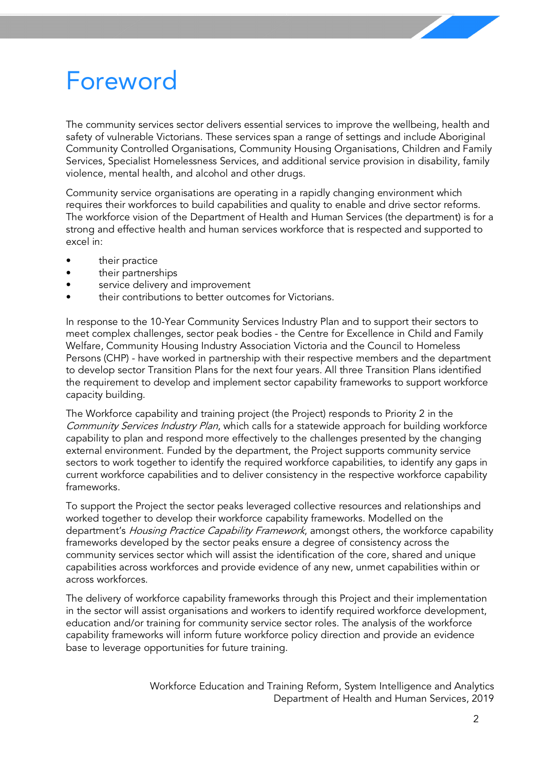# Foreword

The community services sector delivers essential services to improve the wellbeing, health and safety of vulnerable Victorians. These services span a range of settings and include Aboriginal Community Controlled Organisations, Community Housing Organisations, Children and Family Services, Specialist Homelessness Services, and additional service provision in disability, family violence, mental health, and alcohol and other drugs.

Community service organisations are operating in a rapidly changing environment which requires their workforces to build capabilities and quality to enable and drive sector reforms. The workforce vision of the Department of Health and Human Services (the department) is for a strong and effective health and human services workforce that is respected and supported to excel in:

- their practice
- their partnerships
- service delivery and improvement
- their contributions to better outcomes for Victorians.

In response to the 10-Year Community Services Industry Plan and to support their sectors to meet complex challenges, sector peak bodies - the Centre for Excellence in Child and Family Welfare, Community Housing Industry Association Victoria and the Council to Homeless Persons (CHP) - have worked in partnership with their respective members and the department to develop sector Transition Plans for the next four years. All three Transition Plans identified the requirement to develop and implement sector capability frameworks to support workforce capacity building.

The Workforce capability and training project (the Project) responds to Priority 2 in the *Community Services Industry Plan*, which calls for a statewide approach for building workforce capability to plan and respond more effectively to the challenges presented by the changing external environment. Funded by the department, the Project supports community service sectors to work together to identify the required workforce capabilities, to identify any gaps in current workforce capabilities and to deliver consistency in the respective workforce capability frameworks.

To support the Project the sector peaks leveraged collective resources and relationships and worked together to develop their workforce capability frameworks. Modelled on the department's *Housing Practice Capability Framework*, amongst others, the workforce capability frameworks developed by the sector peaks ensure a degree of consistency across the community services sector which will assist the identification of the core, shared and unique capabilities across workforces and provide evidence of any new, unmet capabilities within or across workforces.

The delivery of workforce capability frameworks through this Project and their implementation in the sector will assist organisations and workers to identify required workforce development, education and/or training for community service sector roles. The analysis of the workforce capability frameworks will inform future workforce policy direction and provide an evidence base to leverage opportunities for future training.

Workforce Education and Training Reform, System Intelligence and Analytics
Department of Health and Human Services, 2019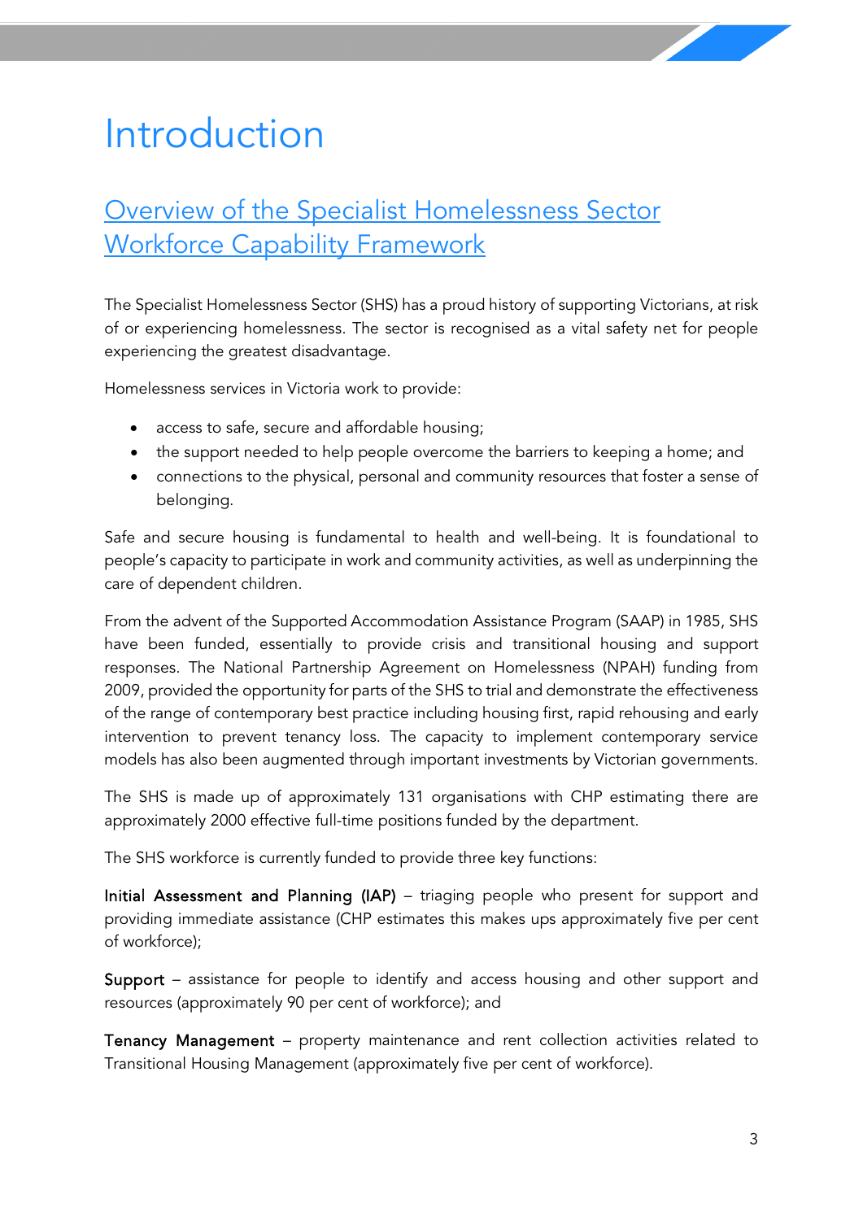# Introduction

## Overview of the Specialist Homelessness Sector Workforce Capability Framework

The Specialist Homelessness Sector (SHS) has a proud history of supporting Victorians, at risk of or experiencing homelessness. The sector is recognised as a vital safety net for people experiencing the greatest disadvantage.

Homelessness services in Victoria work to provide:

- access to safe, secure and affordable housing;
- the support needed to help people overcome the barriers to keeping a home; and
- connections to the physical, personal and community resources that foster a sense of belonging.

Safe and secure housing is fundamental to health and well-being. It is foundational to people's capacity to participate in work and community activities, as well as underpinning the care of dependent children.

From the advent of the Supported Accommodation Assistance Program (SAAP) in 1985, SHS have been funded, essentially to provide crisis and transitional housing and support responses. The National Partnership Agreement on Homelessness (NPAH) funding from 2009, provided the opportunity for parts of the SHS to trial and demonstrate the effectiveness of the range of contemporary best practice including housing first, rapid rehousing and early intervention to prevent tenancy loss. The capacity to implement contemporary service models has also been augmented through important investments by Victorian governments.

The SHS is made up of approximately 131 organisations with CHP estimating there are approximately 2000 effective full-time positions funded by the department.

The SHS workforce is currently funded to provide three key functions:

**Initial Assessment and Planning (IAP)** – triaging people who present for support and providing immediate assistance (CHP estimates this makes ups approximately five per cent of workforce);

**Support** – assistance for people to identify and access housing and other support and resources (approximately 90 per cent of workforce); and

**Tenancy Management** – property maintenance and rent collection activities related to Transitional Housing Management (approximately five per cent of workforce).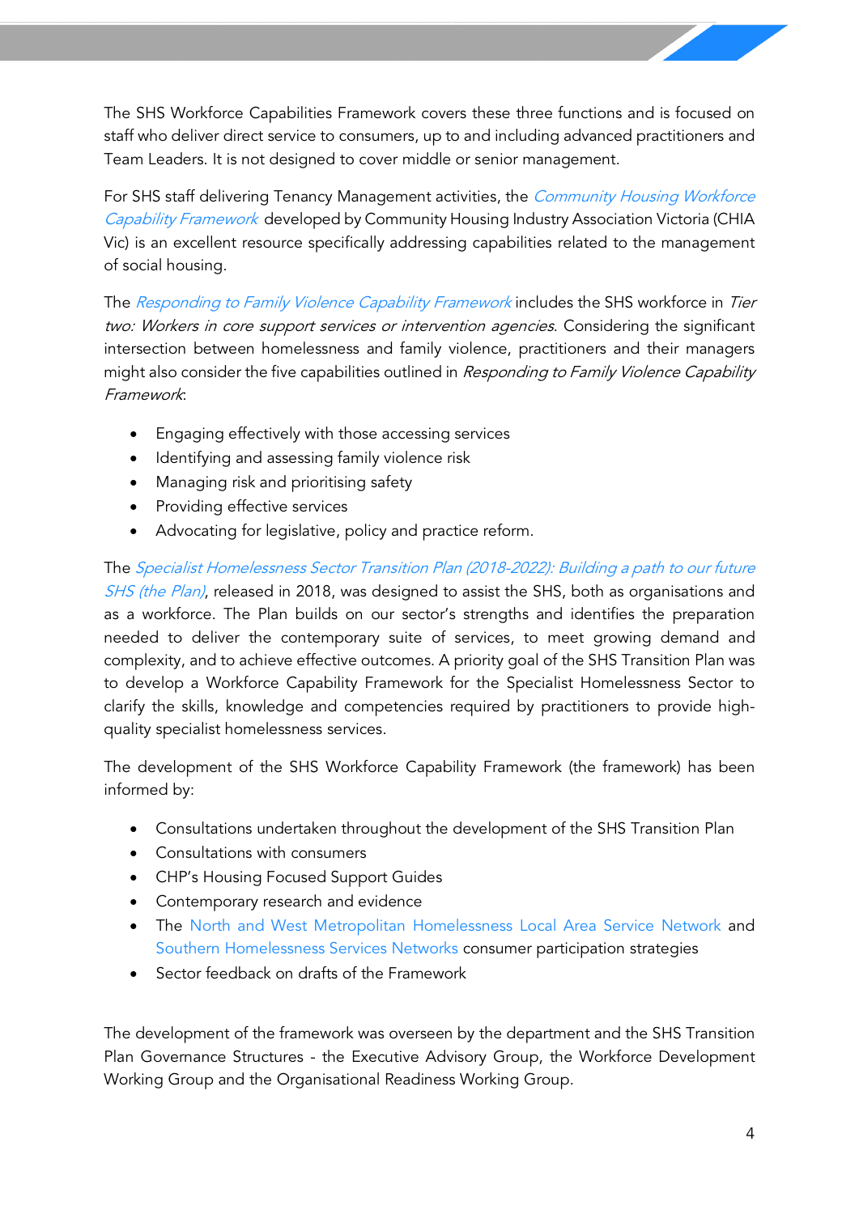The SHS Workforce Capabilities Framework covers these three functions and is focused on staff who deliver direct service to consumers, up to and including advanced practitioners and Team Leaders. It is not designed to cover middle or senior management.

For SHS staff delivering Tenancy Management activities, the *Community Housing Workforce Capability Framework* developed by Community Housing Industry Association Victoria (CHIA Vic) is an excellent resource specifically addressing capabilities related to the management of social housing.

The *Responding to Family Violence Capability Framework* includes the SHS workforce in *Tier two: Workers in core support services or intervention agencies*. Considering the significant intersection between homelessness and family violence, practitioners and their managers might also consider the five capabilities outlined in *Responding to Family Violence Capability Framework*:

- Engaging effectively with those accessing services
- Identifying and assessing family violence risk
- Managing risk and prioritising safety
- Providing effective services
- Advocating for legislative, policy and practice reform.

The *Specialist Homelessness Sector Transition Plan (2018-2022): Building a path to our future SHS (the Plan)*, released in 2018, was designed to assist the SHS, both as organisations and as a workforce. The Plan builds on our sector's strengths and identifies the preparation needed to deliver the contemporary suite of services, to meet growing demand and complexity, and to achieve effective outcomes. A priority goal of the SHS Transition Plan was to develop a Workforce Capability Framework for the Specialist Homelessness Sector to clarify the skills, knowledge and competencies required by practitioners to provide high-quality specialist homelessness services.

The development of the SHS Workforce Capability Framework (the framework) has been informed by:

- Consultations undertaken throughout the development of the SHS Transition Plan
- Consultations with consumers
- CHP's Housing Focused Support Guides
- Contemporary research and evidence
- The North and West Metropolitan Homelessness Local Area Service Network and Southern Homelessness Services Networks consumer participation strategies
- Sector feedback on drafts of the Framework

The development of the framework was overseen by the department and the SHS Transition Plan Governance Structures - the Executive Advisory Group, the Workforce Development Working Group and the Organisational Readiness Working Group.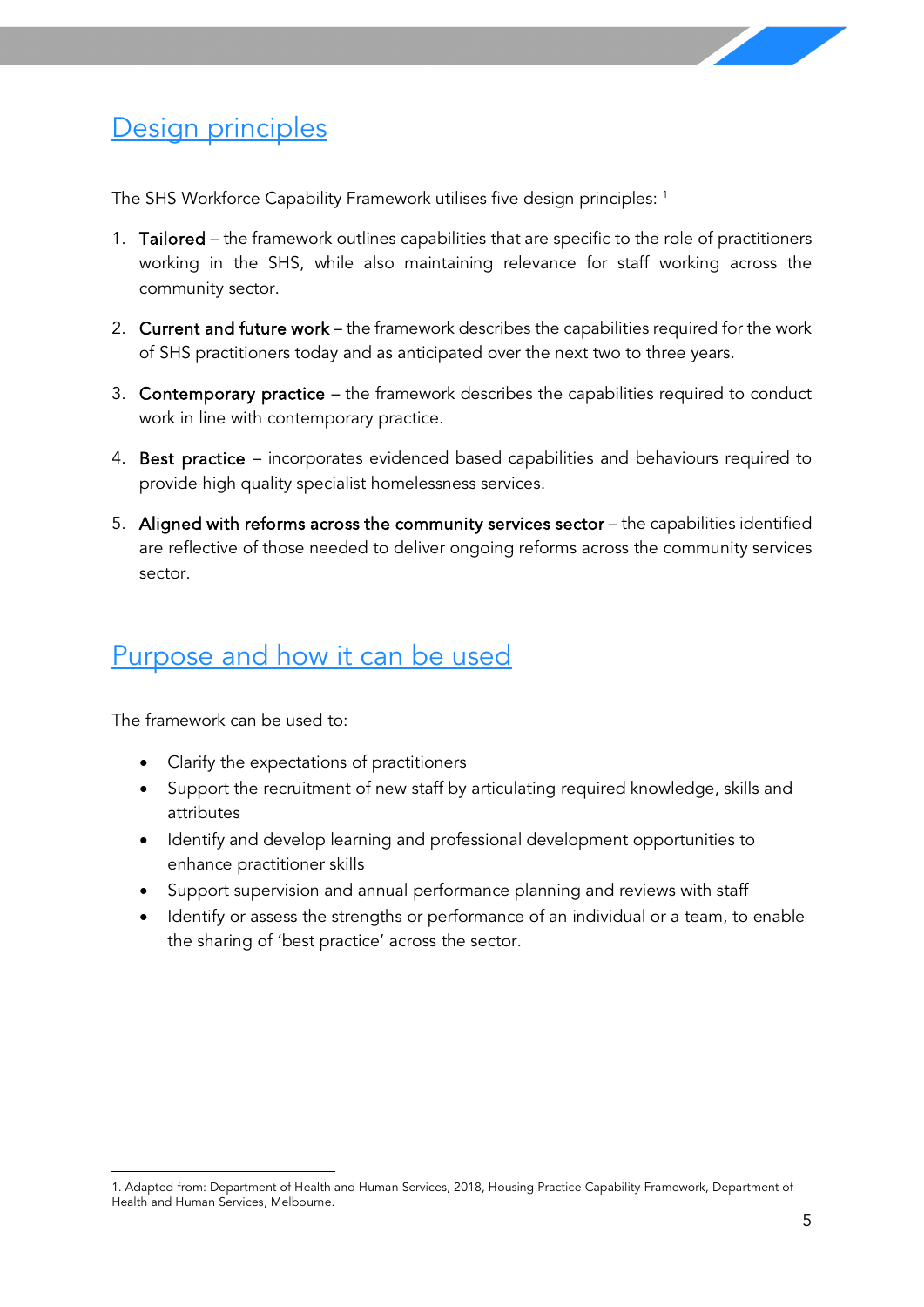## Design principles

The SHS Workforce Capability Framework utilises five design principles: [1]

1. **Tailored** – the framework outlines capabilities that are specific to the role of practitioners working in the SHS, while also maintaining relevance for staff working across the community sector.
2. **Current and future work** – the framework describes the capabilities required for the work of SHS practitioners today and as anticipated over the next two to three years.
3. **Contemporary practice** – the framework describes the capabilities required to conduct work in line with contemporary practice.
4. **Best practice** – incorporates evidenced based capabilities and behaviours required to provide high quality specialist homelessness services.
5. **Aligned with reforms across the community services sector** – the capabilities identified are reflective of those needed to deliver ongoing reforms across the community services sector.

## Purpose and how it can be used

The framework can be used to:

- Clarify the expectations of practitioners
- Support the recruitment of new staff by articulating required knowledge, skills and attributes
- Identify and develop learning and professional development opportunities to enhance practitioner skills
- Support supervision and annual performance planning and reviews with staff
- Identify or assess the strengths or performance of an individual or a team, to enable the sharing of 'best practice' across the sector.

1. Adapted from: Department of Health and Human Services, 2018, Housing Practice Capability Framework, Department of Health and Human Services, Melbourne.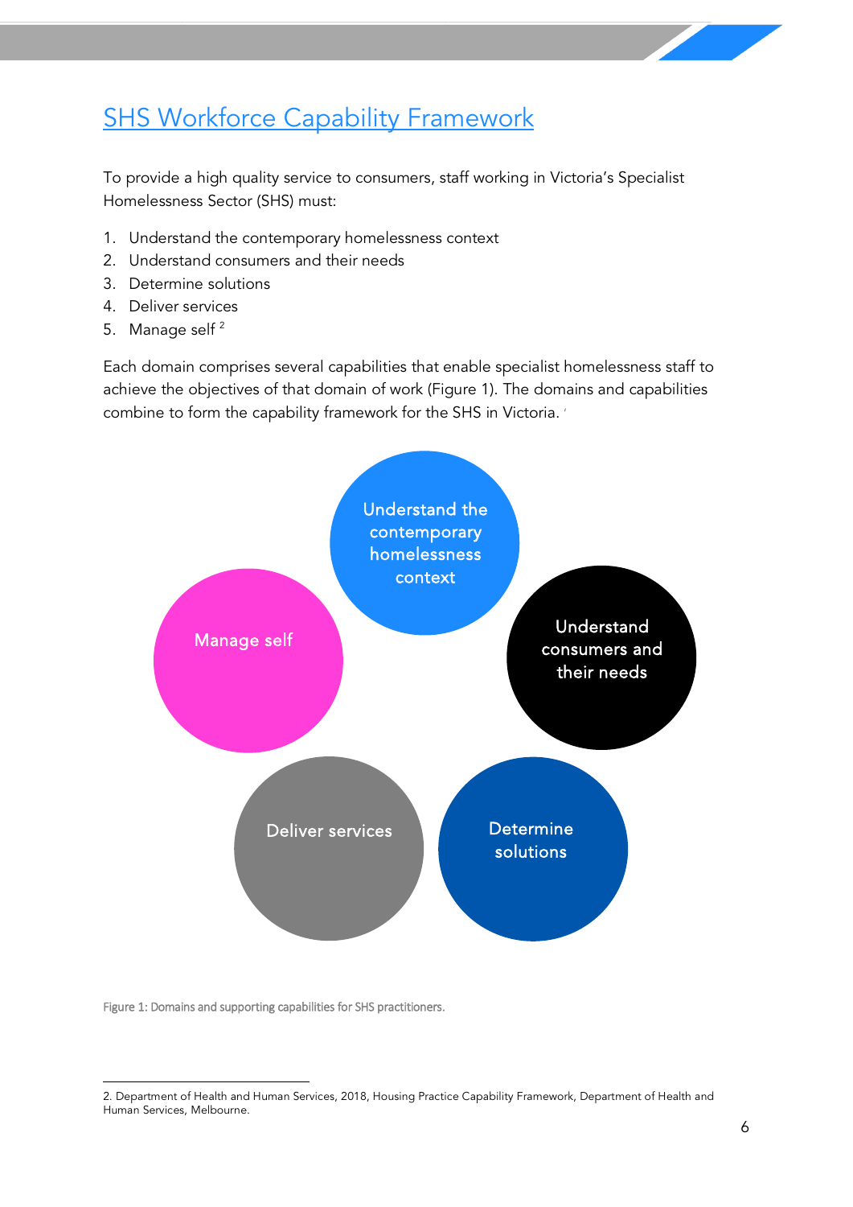## SHS Workforce Capability Framework

To provide a high quality service to consumers, staff working in Victoria's Specialist Homelessness Sector (SHS) must:

1. Understand the contemporary homelessness context
2. Understand consumers and their needs
3. Determine solutions
4. Deliver services
5. Manage self [2]

Each domain comprises several capabilities that enable specialist homelessness staff to achieve the objectives of that domain of work (Figure 1). The domains and capabilities combine to form the capability framework for the SHS in Victoria.

Understand the contemporary homelessness context

Manage self

Understand consumers and their needs

Deliver services

Determine solutions

Figure 1: Domains and supporting capabilities for SHS practitioners.

2. Department of Health and Human Services, 2018, Housing Practice Capability Framework, Department of Health and Human Services, Melbourne.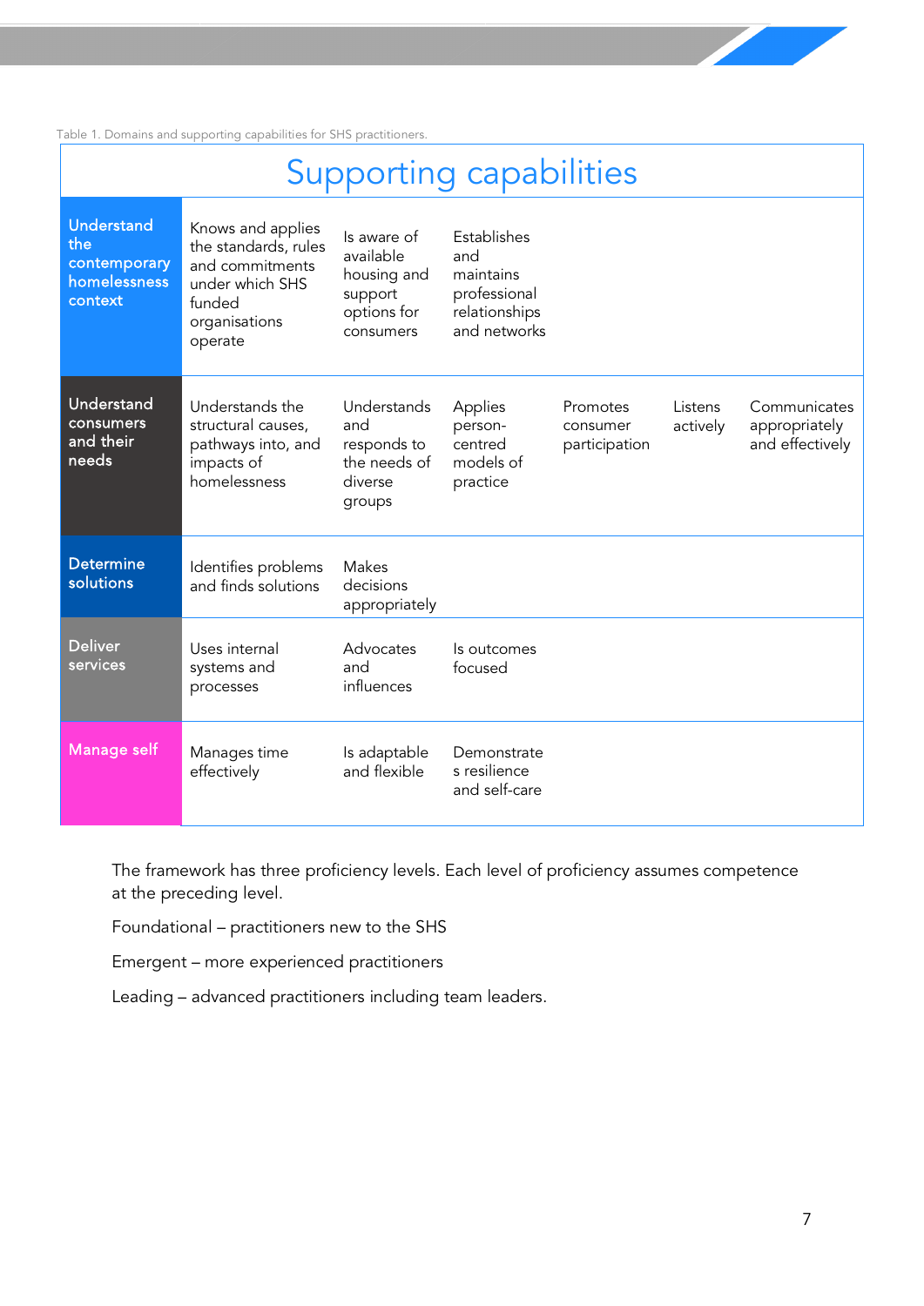Table 1. Domains and supporting capabilities for SHS practitioners.

| Supporting capabilities | | | | | | |
|---|---|---|---|---|---|---|
| **Understand the contemporary homelessness context** | Knows and applies the standards, rules and commitments under which SHS funded organisations operate | Is aware of available housing and support options for consumers | Establishes and maintains professional relationships and networks | | | |
| **Understand consumers and their needs** | Understands the structural causes, pathways into, and impacts of homelessness | Understands and responds to the needs of diverse groups | Applies person-centred models of practice | Promotes consumer participation | Listens actively | Communicates appropriately and effectively |
| **Determine solutions** | Identifies problems and finds solutions | Makes decisions appropriately | | | | |
| **Deliver services** | Uses internal systems and processes | Advocates and influences | Is outcomes focused | | | |
| **Manage self** | Manages time effectively | Is adaptable and flexible | Demonstrates resilience and self-care | | | |

The framework has three proficiency levels. Each level of proficiency assumes competence at the preceding level.

Foundational – practitioners new to the SHS

Emergent – more experienced practitioners

Leading – advanced practitioners including team leaders.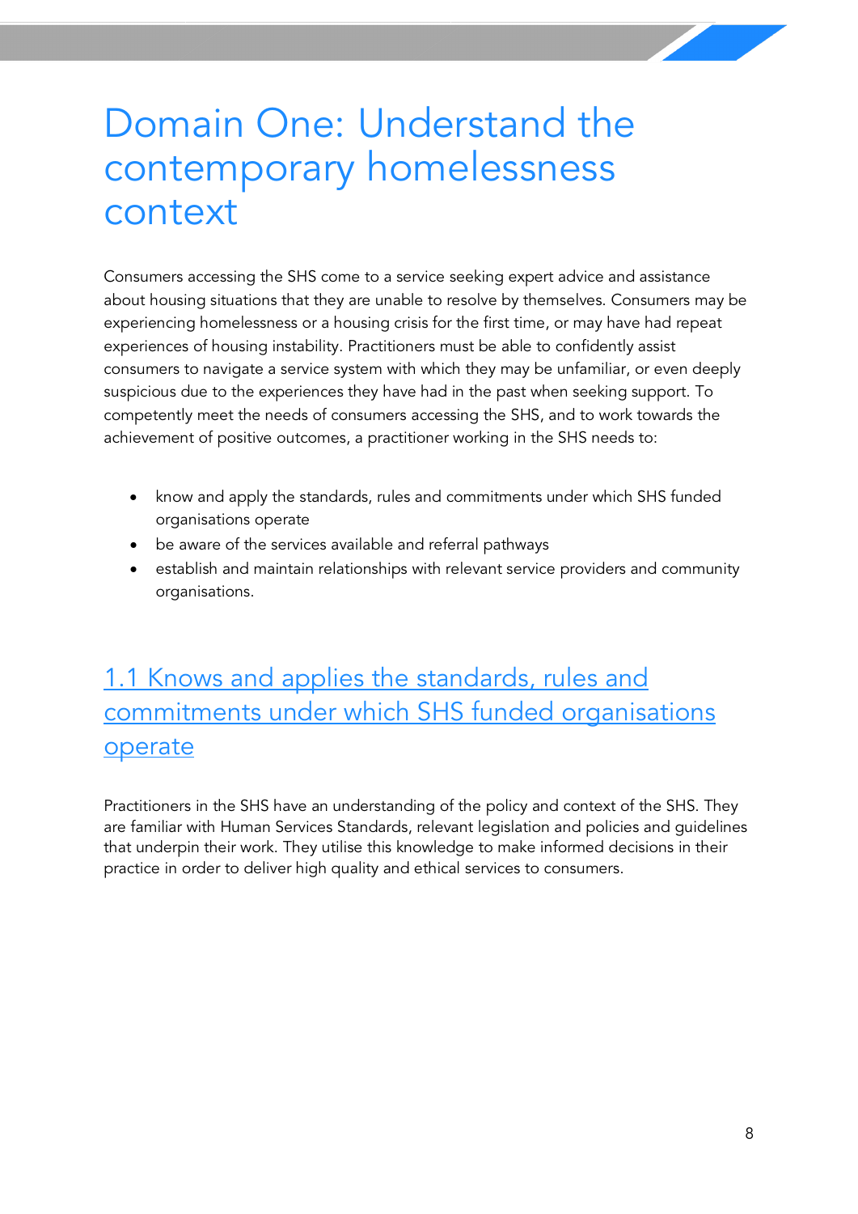# Domain One: Understand the contemporary homelessness context

Consumers accessing the SHS come to a service seeking expert advice and assistance about housing situations that they are unable to resolve by themselves. Consumers may be experiencing homelessness or a housing crisis for the first time, or may have had repeat experiences of housing instability. Practitioners must be able to confidently assist consumers to navigate a service system with which they may be unfamiliar, or even deeply suspicious due to the experiences they have had in the past when seeking support. To competently meet the needs of consumers accessing the SHS, and to work towards the achievement of positive outcomes, a practitioner working in the SHS needs to:

- know and apply the standards, rules and commitments under which SHS funded organisations operate
- be aware of the services available and referral pathways
- establish and maintain relationships with relevant service providers and community organisations.

## 1.1 Knows and applies the standards, rules and commitments under which SHS funded organisations operate

Practitioners in the SHS have an understanding of the policy and context of the SHS. They are familiar with Human Services Standards, relevant legislation and policies and guidelines that underpin their work. They utilise this knowledge to make informed decisions in their practice in order to deliver high quality and ethical services to consumers.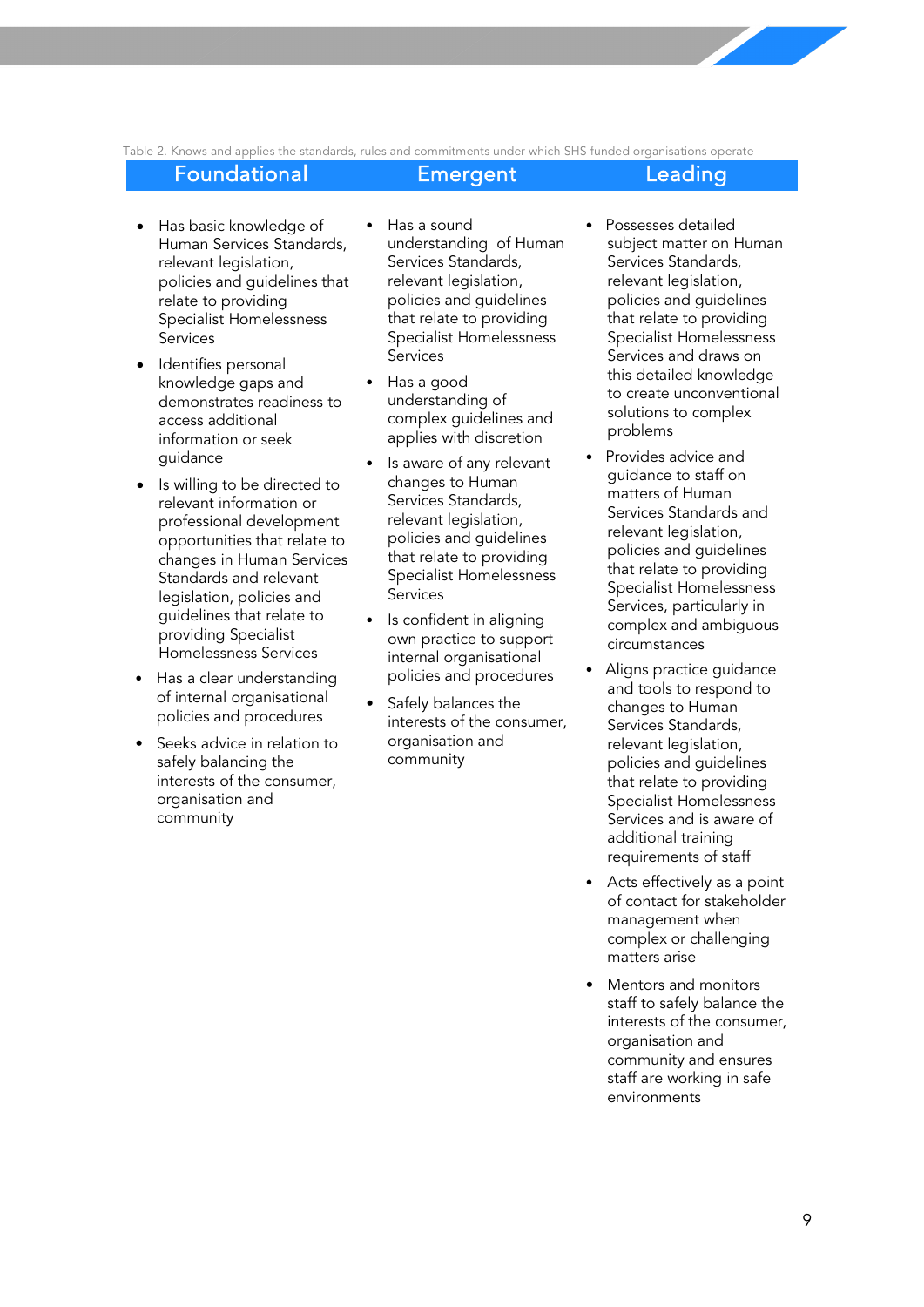Table 2. Knows and applies the standards, rules and commitments under which SHS funded organisations operate

| Foundational | Emergent | Leading |
| --- | --- | --- |
| • Has basic knowledge of Human Services Standards, relevant legislation, policies and guidelines that relate to providing Specialist Homelessness Services<br>• Identifies personal knowledge gaps and demonstrates readiness to access additional information or seek guidance<br>• Is willing to be directed to relevant information or professional development opportunities that relate to changes in Human Services Standards and relevant legislation, policies and guidelines that relate to providing Specialist Homelessness Services<br>• Has a clear understanding of internal organisational policies and procedures<br>• Seeks advice in relation to safely balancing the interests of the consumer, organisation and community | • Has a sound understanding of Human Services Standards, relevant legislation, policies and guidelines that relate to providing Specialist Homelessness Services<br>• Has a good understanding of complex guidelines and applies with discretion<br>• Is aware of any relevant changes to Human Services Standards, relevant legislation, policies and guidelines that relate to providing Specialist Homelessness Services<br>• Is confident in aligning own practice to support internal organisational policies and procedures<br>• Safely balances the interests of the consumer, organisation and community | • Possesses detailed subject matter on Human Services Standards, relevant legislation, policies and guidelines that relate to providing Specialist Homelessness Services and draws on this detailed knowledge to create unconventional solutions to complex problems<br>• Provides advice and guidance to staff on matters of Human Services Standards and relevant legislation, policies and guidelines that relate to providing Specialist Homelessness Services, particularly in complex and ambiguous circumstances<br>• Aligns practice guidance and tools to respond to changes to Human Services Standards, relevant legislation, policies and guidelines that relate to providing Specialist Homelessness Services and is aware of additional training requirements of staff<br>• Acts effectively as a point of contact for stakeholder management when complex or challenging matters arise<br>• Mentors and monitors staff to safely balance the interests of the consumer, organisation and community and ensures staff are working in safe environments |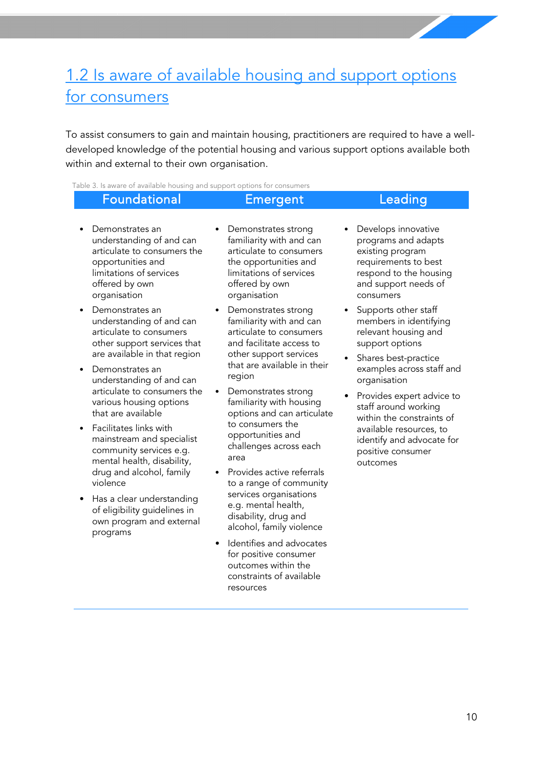## 1.2 Is aware of available housing and support options for consumers

To assist consumers to gain and maintain housing, practitioners are required to have a well-developed knowledge of the potential housing and various support options available both within and external to their own organisation.

Table 3. Is aware of available housing and support options for consumers

| Foundational | Emergent | Leading |
| --- | --- | --- |
| • Demonstrates an understanding of and can articulate to consumers the opportunities and limitations of services offered by own organisation<br>• Demonstrates an understanding of and can articulate to consumers other support services that are available in that region<br>• Demonstrates an understanding of and can articulate to consumers the various housing options that are available<br>• Facilitates links with mainstream and specialist community services e.g. mental health, disability, drug and alcohol, family violence<br>• Has a clear understanding of eligibility guidelines in own program and external programs | • Demonstrates strong familiarity with and can articulate to consumers the opportunities and limitations of services offered by own organisation<br>• Demonstrates strong familiarity with and can articulate to consumers and facilitate access to other support services that are available in their region<br>• Demonstrates strong familiarity with housing options and can articulate to consumers the opportunities and challenges across each area<br>• Provides active referrals to a range of community services organisations e.g. mental health, disability, drug and alcohol, family violence<br>• Identifies and advocates for positive consumer outcomes within the constraints of available resources | • Develops innovative programs and adapts existing program requirements to best respond to the housing and support needs of consumers<br>• Supports other staff members in identifying relevant housing and support options<br>• Shares best-practice examples across staff and organisation<br>• Provides expert advice to staff around working within the constraints of available resources, to identify and advocate for positive consumer outcomes |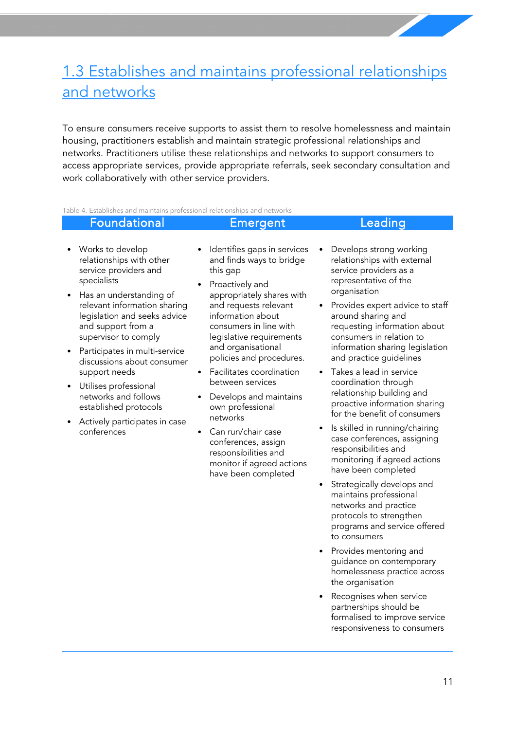## 1.3 Establishes and maintains professional relationships and networks

To ensure consumers receive supports to assist them to resolve homelessness and maintain housing, practitioners establish and maintain strategic professional relationships and networks. Practitioners utilise these relationships and networks to support consumers to access appropriate services, provide appropriate referrals, seek secondary consultation and work collaboratively with other service providers.

Table 4. Establishes and maintains professional relationships and networks

| Foundational | Emergent | Leading |
|---|---|---|
| • Works to develop relationships with other service providers and specialists<br>• Has an understanding of relevant information sharing legislation and seeks advice and support from a supervisor to comply<br>• Participates in multi-service discussions about consumer support needs<br>• Utilises professional networks and follows established protocols<br>• Actively participates in case conferences | • Identifies gaps in services and finds ways to bridge this gap<br>• Proactively and appropriately shares with and requests relevant information about consumers in line with legislative requirements and organisational policies and procedures.<br>• Facilitates coordination between services<br>• Develops and maintains own professional networks<br>• Can run/chair case conferences, assign responsibilities and monitor if agreed actions have been completed | • Develops strong working relationships with external service providers as a representative of the organisation<br>• Provides expert advice to staff around sharing and requesting information about consumers in relation to information sharing legislation and practice guidelines<br>• Takes a lead in service coordination through relationship building and proactive information sharing for the benefit of consumers<br>• Is skilled in running/chairing case conferences, assigning responsibilities and monitoring if agreed actions have been completed<br>• Strategically develops and maintains professional networks and practice protocols to strengthen programs and service offered to consumers<br>• Provides mentoring and guidance on contemporary homelessness practice across the organisation<br>• Recognises when service partnerships should be formalised to improve service responsiveness to consumers |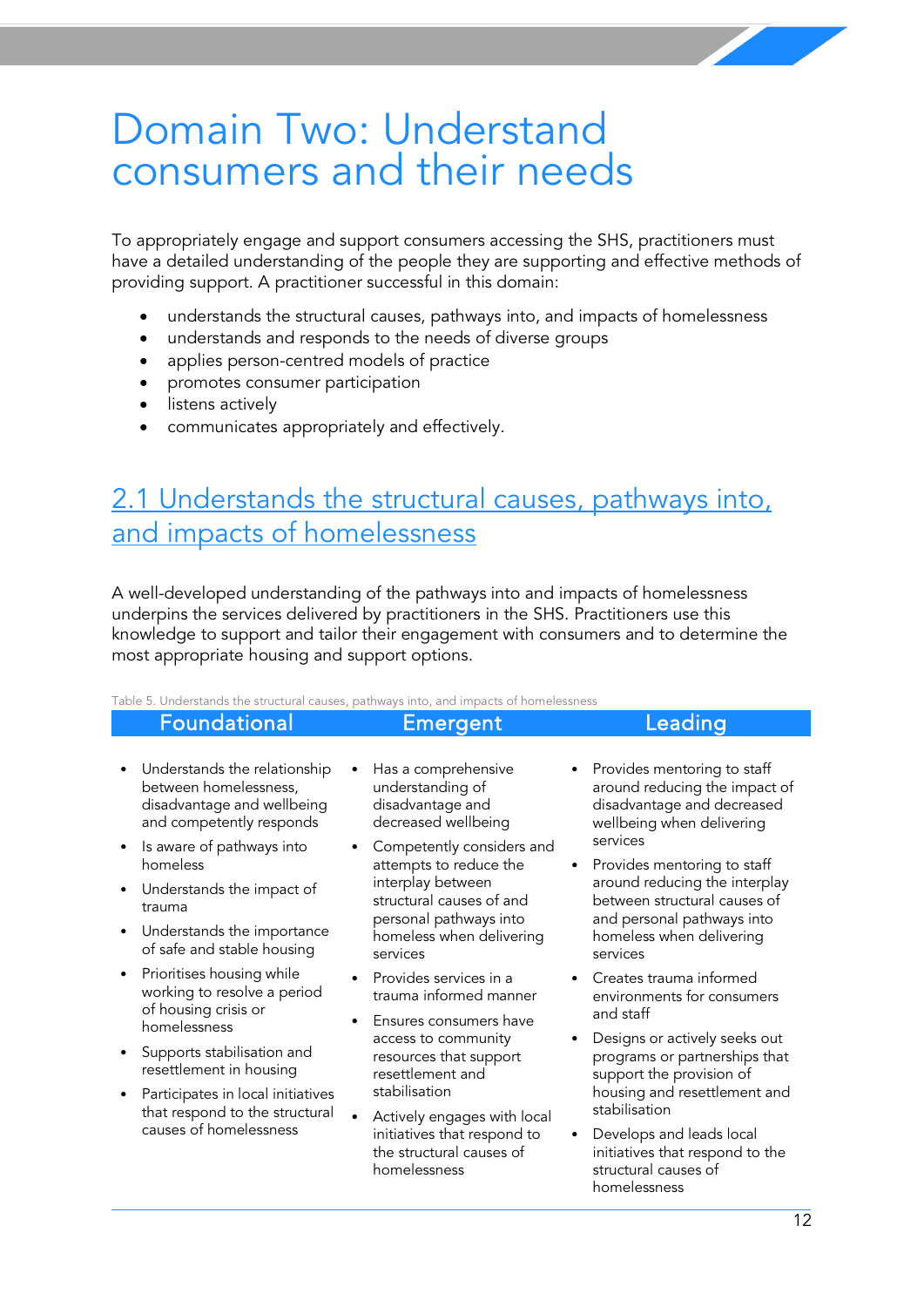# Domain Two: Understand consumers and their needs

To appropriately engage and support consumers accessing the SHS, practitioners must have a detailed understanding of the people they are supporting and effective methods of providing support. A practitioner successful in this domain:

- understands the structural causes, pathways into, and impacts of homelessness
- understands and responds to the needs of diverse groups
- applies person-centred models of practice
- promotes consumer participation
- listens actively
- communicates appropriately and effectively.

## 2.1 Understands the structural causes, pathways into, and impacts of homelessness

A well-developed understanding of the pathways into and impacts of homelessness underpins the services delivered by practitioners in the SHS. Practitioners use this knowledge to support and tailor their engagement with consumers and to determine the most appropriate housing and support options.

Table 5. Understands the structural causes, pathways into, and impacts of homelessness

| Foundational | Emergent | Leading |
|---|---|---|
| • Understands the relationship between homelessness, disadvantage and wellbeing and competently responds<br>• Is aware of pathways into homeless<br>• Understands the impact of trauma<br>• Understands the importance of safe and stable housing<br>• Prioritises housing while working to resolve a period of housing crisis or homelessness<br>• Supports stabilisation and resettlement in housing<br>• Participates in local initiatives that respond to the structural causes of homelessness | • Has a comprehensive understanding of disadvantage and decreased wellbeing<br>• Competently considers and attempts to reduce the interplay between structural causes of and personal pathways into homeless when delivering services<br>• Provides services in a trauma informed manner<br>• Ensures consumers have access to community resources that support resettlement and stabilisation<br>• Actively engages with local initiatives that respond to the structural causes of homelessness | • Provides mentoring to staff around reducing the impact of disadvantage and decreased wellbeing when delivering services<br>• Provides mentoring to staff around reducing the interplay between structural causes of and personal pathways into homeless when delivering services<br>• Creates trauma informed environments for consumers and staff<br>• Designs or actively seeks out programs or partnerships that support the provision of housing and resettlement and stabilisation<br>• Develops and leads local initiatives that respond to the structural causes of homelessness |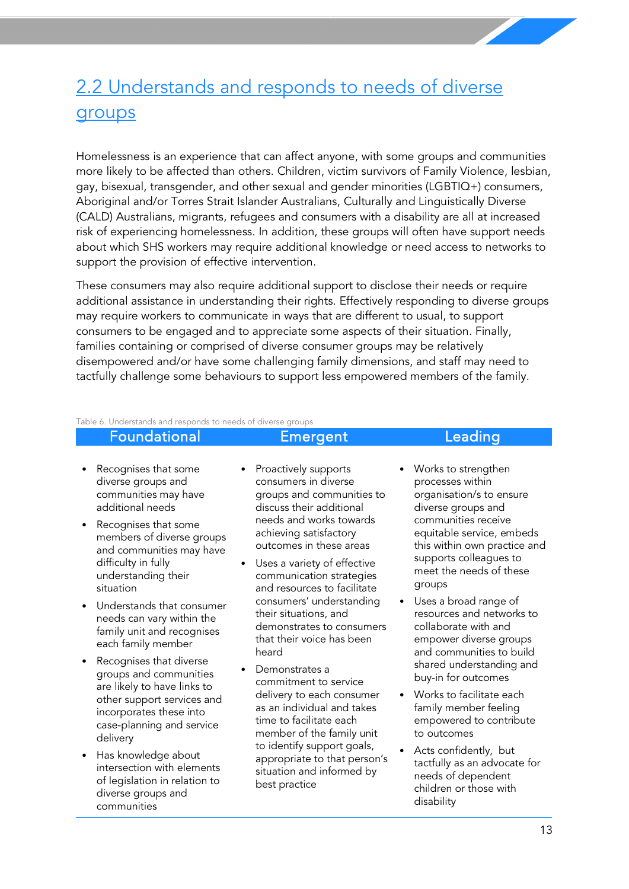## 2.2 Understands and responds to needs of diverse groups

Homelessness is an experience that can affect anyone, with some groups and communities more likely to be affected than others. Children, victim survivors of Family Violence, lesbian, gay, bisexual, transgender, and other sexual and gender minorities (LGBTIQ+) consumers, Aboriginal and/or Torres Strait Islander Australians, Culturally and Linguistically Diverse (CALD) Australians, migrants, refugees and consumers with a disability are all at increased risk of experiencing homelessness. In addition, these groups will often have support needs about which SHS workers may require additional knowledge or need access to networks to support the provision of effective intervention.

These consumers may also require additional support to disclose their needs or require additional assistance in understanding their rights. Effectively responding to diverse groups may require workers to communicate in ways that are different to usual, to support consumers to be engaged and to appreciate some aspects of their situation. Finally, families containing or comprised of diverse consumer groups may be relatively disempowered and/or have some challenging family dimensions, and staff may need to tactfully challenge some behaviours to support less empowered members of the family.

Table 6. Understands and responds to needs of diverse groups

| Foundational | Emergent | Leading |
|---|---|---|
| • Recognises that some diverse groups and communities may have additional needs<br>• Recognises that some members of diverse groups and communities may have difficulty in fully understanding their situation<br>• Understands that consumer needs can vary within the family unit and recognises each family member<br>• Recognises that diverse groups and communities are likely to have links to other support services and incorporates these into case-planning and service delivery<br>• Has knowledge about intersection with elements of legislation in relation to diverse groups and communities | • Proactively supports consumers in diverse groups and communities to discuss their additional needs and works towards achieving satisfactory outcomes in these areas<br>• Uses a variety of effective communication strategies and resources to facilitate consumers' understanding their situations, and demonstrates to consumers that their voice has been heard<br>• Demonstrates a commitment to service delivery to each consumer as an individual and takes time to facilitate each member of the family unit to identify support goals, appropriate to that person's situation and informed by best practice | • Works to strengthen processes within organisation/s to ensure diverse groups and communities receive equitable service, embeds this within own practice and supports colleagues to meet the needs of these groups<br>• Uses a broad range of resources and networks to collaborate with and empower diverse groups and communities to build shared understanding and buy-in for outcomes<br>• Works to facilitate each family member feeling empowered to contribute to outcomes<br>• Acts confidently, but tactfully as an advocate for needs of dependent children or those with disability |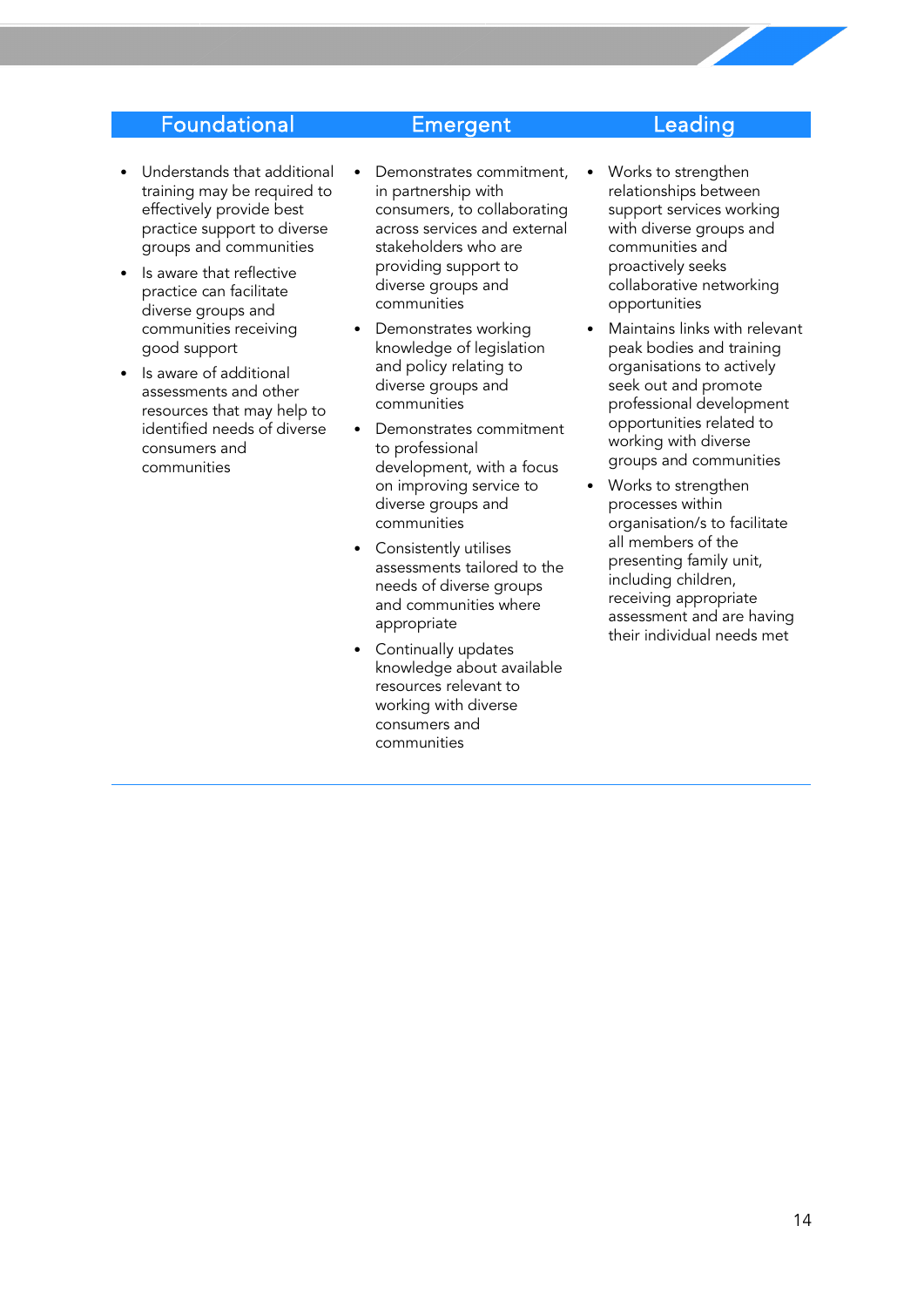| Foundational | Emergent | Leading |
| --- | --- | --- |
| • Understands that additional training may be required to effectively provide best practice support to diverse groups and communities<br>• Is aware that reflective practice can facilitate diverse groups and communities receiving good support<br>• Is aware of additional assessments and other resources that may help to identified needs of diverse consumers and communities | • Demonstrates commitment, in partnership with consumers, to collaborating across services and external stakeholders who are providing support to diverse groups and communities<br>• Demonstrates working knowledge of legislation and policy relating to diverse groups and communities<br>• Demonstrates commitment to professional development, with a focus on improving service to diverse groups and communities<br>• Consistently utilises assessments tailored to the needs of diverse groups and communities where appropriate<br>• Continually updates knowledge about available resources relevant to working with diverse consumers and communities | • Works to strengthen relationships between support services working with diverse groups and communities and proactively seeks collaborative networking opportunities<br>• Maintains links with relevant peak bodies and training organisations to actively seek out and promote professional development opportunities related to working with diverse groups and communities<br>• Works to strengthen processes within organisation/s to facilitate all members of the presenting family unit, including children, receiving appropriate assessment and are having their individual needs met |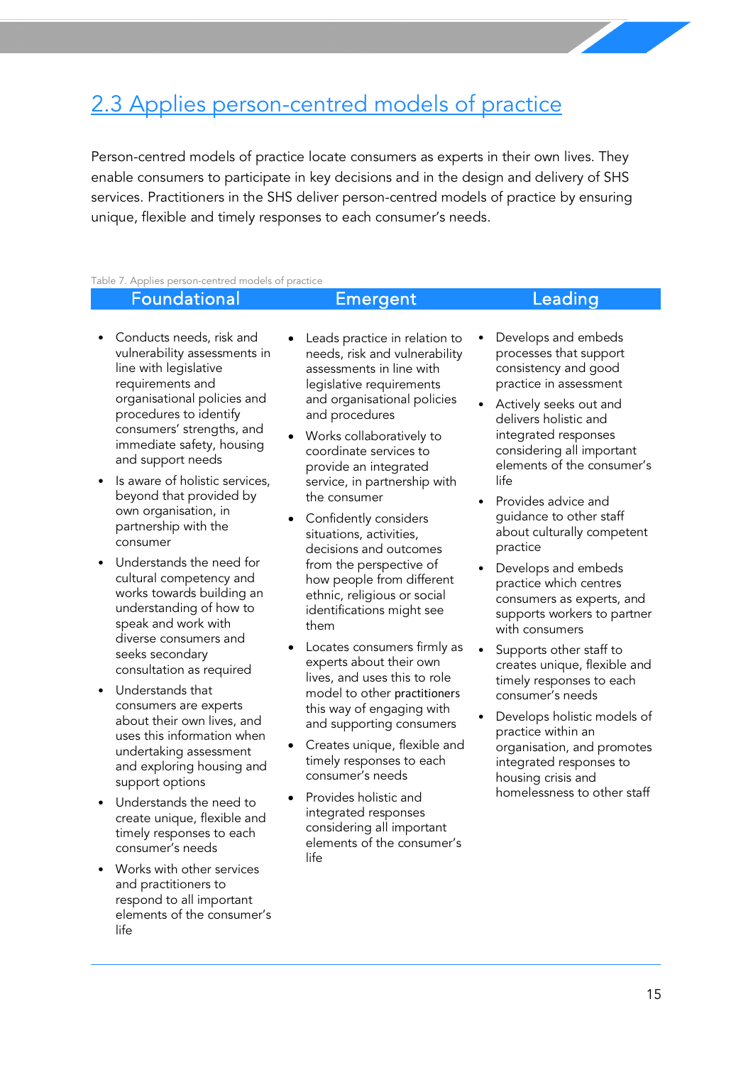## 2.3 Applies person-centred models of practice

Person-centred models of practice locate consumers as experts in their own lives. They enable consumers to participate in key decisions and in the design and delivery of SHS services. Practitioners in the SHS deliver person-centred models of practice by ensuring unique, flexible and timely responses to each consumer's needs.

Table 7. Applies person-centred models of practice

| Foundational | Emergent | Leading |
| --- | --- | --- |
| • Conducts needs, risk and vulnerability assessments in line with legislative requirements and organisational policies and procedures to identify consumers' strengths, and immediate safety, housing and support needs<br>• Is aware of holistic services, beyond that provided by own organisation, in partnership with the consumer<br>• Understands the need for cultural competency and works towards building an understanding of how to speak and work with diverse consumers and seeks secondary consultation as required<br>• Understands that consumers are experts about their own lives, and uses this information when undertaking assessment and exploring housing and support options<br>• Understands the need to create unique, flexible and timely responses to each consumer's needs<br>• Works with other services and practitioners to respond to all important elements of the consumer's life | • Leads practice in relation to needs, risk and vulnerability assessments in line with legislative requirements and organisational policies and procedures<br>• Works collaboratively to coordinate services to provide an integrated service, in partnership with the consumer<br>• Confidently considers situations, activities, decisions and outcomes from the perspective of how people from different ethnic, religious or social identifications might see them<br>• Locates consumers firmly as experts about their own lives, and uses this to role model to other practitioners this way of engaging with and supporting consumers<br>• Creates unique, flexible and timely responses to each consumer's needs<br>• Provides holistic and integrated responses considering all important elements of the consumer's life | • Develops and embeds processes that support consistency and good practice in assessment<br>• Actively seeks out and delivers holistic and integrated responses considering all important elements of the consumer's life<br>• Provides advice and guidance to other staff about culturally competent practice<br>• Develops and embeds practice which centres consumers as experts, and supports workers to partner with consumers<br>• Supports other staff to creates unique, flexible and timely responses to each consumer's needs<br>• Develops holistic models of practice within an organisation, and promotes integrated responses to housing crisis and homelessness to other staff |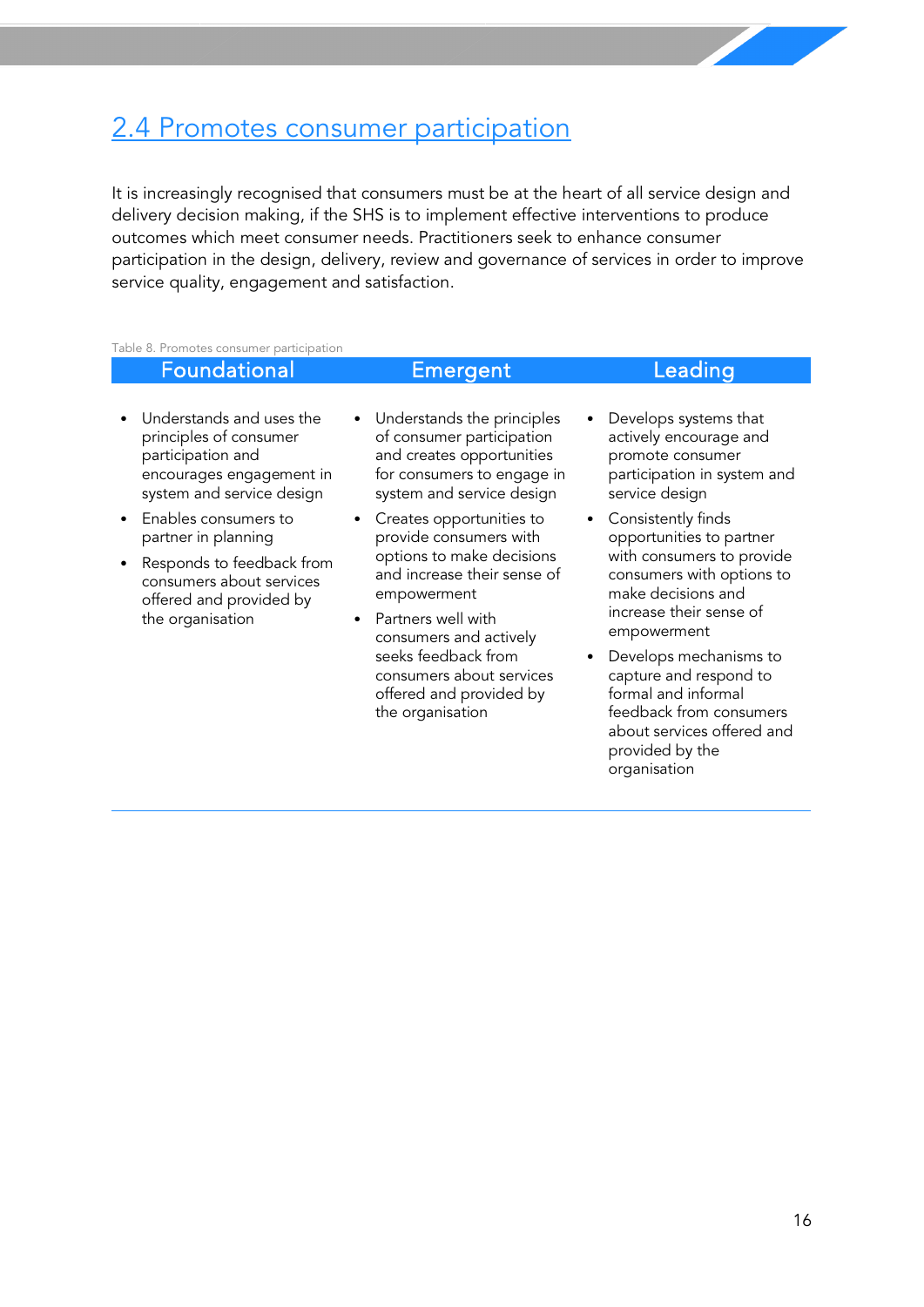## 2.4 Promotes consumer participation

It is increasingly recognised that consumers must be at the heart of all service design and delivery decision making, if the SHS is to implement effective interventions to produce outcomes which meet consumer needs. Practitioners seek to enhance consumer participation in the design, delivery, review and governance of services in order to improve service quality, engagement and satisfaction.

Table 8. Promotes consumer participation

| Foundational | Emergent | Leading |
|---|---|---|
| • Understands and uses the principles of consumer participation and encourages engagement in system and service design<br>• Enables consumers to partner in planning<br>• Responds to feedback from consumers about services offered and provided by the organisation | • Understands the principles of consumer participation and creates opportunities for consumers to engage in system and service design<br>• Creates opportunities to provide consumers with options to make decisions and increase their sense of empowerment<br>• Partners well with consumers and actively seeks feedback from consumers about services offered and provided by the organisation | • Develops systems that actively encourage and promote consumer participation in system and service design<br>• Consistently finds opportunities to partner with consumers to provide consumers with options to make decisions and increase their sense of empowerment<br>• Develops mechanisms to capture and respond to formal and informal feedback from consumers about services offered and provided by the organisation |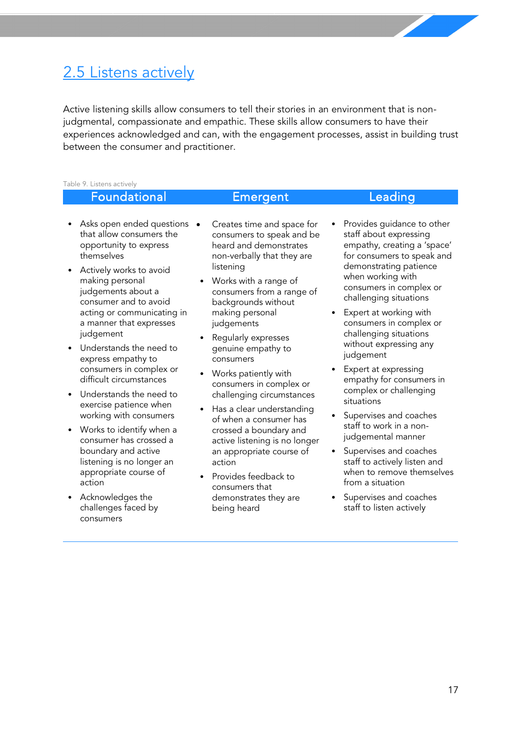## 2.5 Listens actively

Active listening skills allow consumers to tell their stories in an environment that is non-judgmental, compassionate and empathic. These skills allow consumers to have their experiences acknowledged and can, with the engagement processes, assist in building trust between the consumer and practitioner.

Table 9. Listens actively

| Foundational | Emergent | Leading |
|---|---|---|
| • Asks open ended questions that allow consumers the opportunity to express themselves<br>• Actively works to avoid making personal judgements about a consumer and to avoid acting or communicating in a manner that expresses judgement<br>• Understands the need to express empathy to consumers in complex or difficult circumstances<br>• Understands the need to exercise patience when working with consumers<br>• Works to identify when a consumer has crossed a boundary and active listening is no longer an appropriate course of action<br>• Acknowledges the challenges faced by consumers | • Creates time and space for consumers to speak and be heard and demonstrates non-verbally that they are listening<br>• Works with a range of consumers from a range of backgrounds without making personal judgements<br>• Regularly expresses genuine empathy to consumers<br>• Works patiently with consumers in complex or challenging circumstances<br>• Has a clear understanding of when a consumer has crossed a boundary and active listening is no longer an appropriate course of action<br>• Provides feedback to consumers that demonstrates they are being heard | • Provides guidance to other staff about expressing empathy, creating a 'space' for consumers to speak and demonstrating patience when working with consumers in complex or challenging situations<br>• Expert at working with consumers in complex or challenging situations without expressing any judgement<br>• Expert at expressing empathy for consumers in complex or challenging situations<br>• Supervises and coaches staff to work in a non-judgemental manner<br>• Supervises and coaches staff to actively listen and when to remove themselves from a situation<br>• Supervises and coaches staff to listen actively |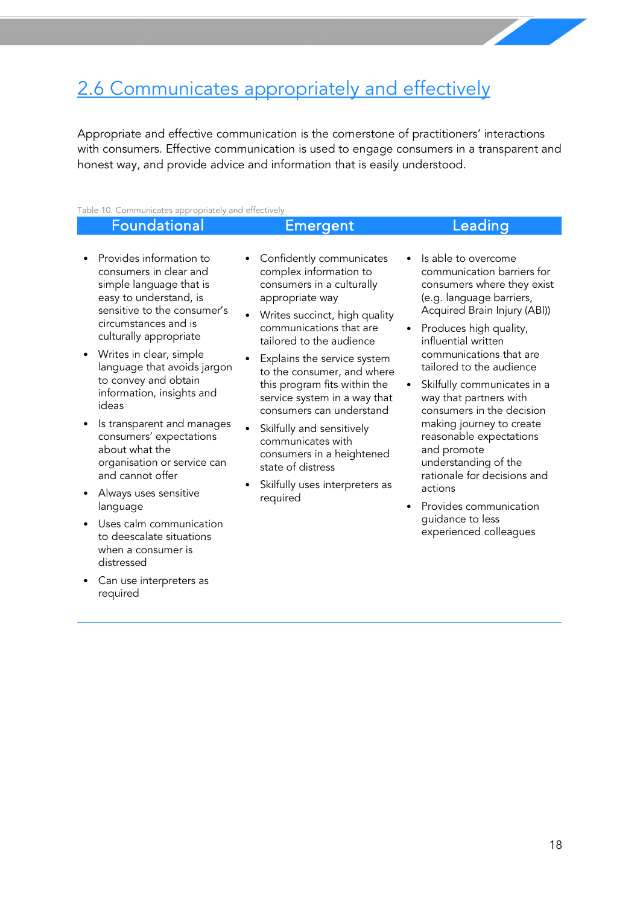## 2.6 Communicates appropriately and effectively

Appropriate and effective communication is the cornerstone of practitioners' interactions with consumers. Effective communication is used to engage consumers in a transparent and honest way, and provide advice and information that is easily understood.

Table 10. Communicates appropriately and effectively

| Foundational | Emergent | Leading |
|---|---|---|
| • Provides information to consumers in clear and simple language that is easy to understand, is sensitive to the consumer's circumstances and is culturally appropriate<br>• Writes in clear, simple language that avoids jargon to convey and obtain information, insights and ideas<br>• Is transparent and manages consumers' expectations about what the organisation or service can and cannot offer<br>• Always uses sensitive language<br>• Uses calm communication to deescalate situations when a consumer is distressed<br>• Can use interpreters as required | • Confidently communicates complex information to consumers in a culturally appropriate way<br>• Writes succinct, high quality communications that are tailored to the audience<br>• Explains the service system to the consumer, and where this program fits within the service system in a way that consumers can understand<br>• Skilfully and sensitively communicates with consumers in a heightened state of distress<br>• Skilfully uses interpreters as required | • Is able to overcome communication barriers for consumers where they exist (e.g. language barriers, Acquired Brain Injury (ABI))<br>• Produces high quality, influential written communications that are tailored to the audience<br>• Skilfully communicates in a way that partners with consumers in the decision making journey to create reasonable expectations and promote understanding of the rationale for decisions and actions<br>• Provides communication guidance to less experienced colleagues |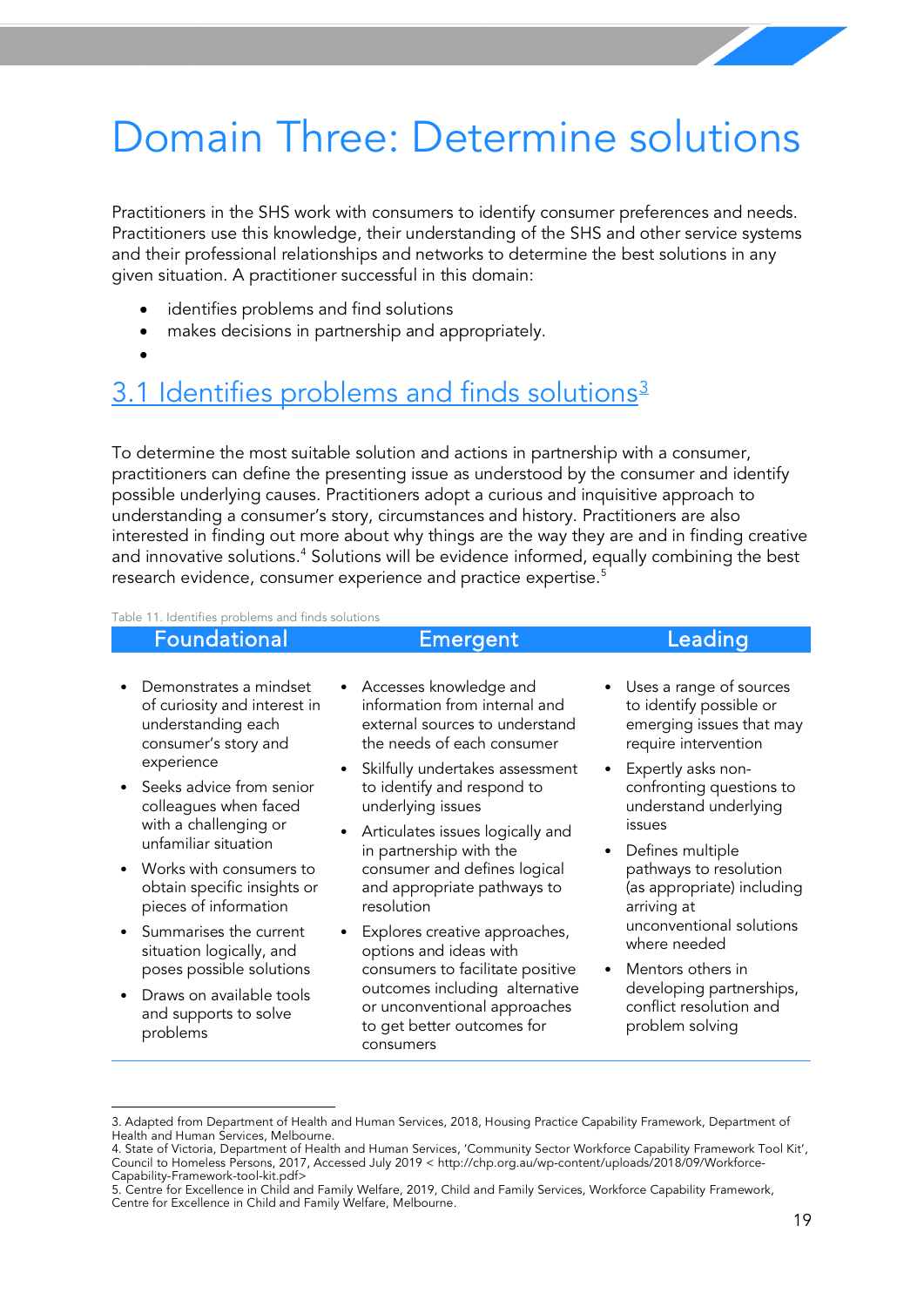# Domain Three: Determine solutions

Practitioners in the SHS work with consumers to identify consumer preferences and needs. Practitioners use this knowledge, their understanding of the SHS and other service systems and their professional relationships and networks to determine the best solutions in any given situation. A practitioner successful in this domain:

- identifies problems and find solutions
- makes decisions in partnership and appropriately.
- 

## 3.1 Identifies problems and finds solutions[3]

To determine the most suitable solution and actions in partnership with a consumer, practitioners can define the presenting issue as understood by the consumer and identify possible underlying causes. Practitioners adopt a curious and inquisitive approach to understanding a consumer's story, circumstances and history. Practitioners are also interested in finding out more about why things are the way they are and in finding creative and innovative solutions.[4] Solutions will be evidence informed, equally combining the best research evidence, consumer experience and practice expertise.[5]

Table 11. Identifies problems and finds solutions

| Foundational | Emergent | Leading |
|---|---|---|
| • Demonstrates a mindset of curiosity and interest in understanding each consumer's story and experience<br>• Seeks advice from senior colleagues when faced with a challenging or unfamiliar situation<br>• Works with consumers to obtain specific insights or pieces of information<br>• Summarises the current situation logically, and poses possible solutions<br>• Draws on available tools and supports to solve problems | • Accesses knowledge and information from internal and external sources to understand the needs of each consumer<br>• Skilfully undertakes assessment to identify and respond to underlying issues<br>• Articulates issues logically and in partnership with the consumer and defines logical and appropriate pathways to resolution<br>• Explores creative approaches, options and ideas with consumers to facilitate positive outcomes including alternative or unconventional approaches to get better outcomes for consumers | • Uses a range of sources to identify possible or emerging issues that may require intervention<br>• Expertly asks non-confronting questions to understand underlying issues<br>• Defines multiple pathways to resolution (as appropriate) including arriving at unconventional solutions where needed<br>• Mentors others in developing partnerships, conflict resolution and problem solving |

3. Adapted from Department of Health and Human Services, 2018, Housing Practice Capability Framework, Department of Health and Human Services, Melbourne.
4. State of Victoria, Department of Health and Human Services, 'Community Sector Workforce Capability Framework Tool Kit', Council to Homeless Persons, 2017, Accessed July 2019 < http://chp.org.au/wp-content/uploads/2018/09/Workforce-Capability-Framework-tool-kit.pdf>
5. Centre for Excellence in Child and Family Welfare, 2019, Child and Family Services, Workforce Capability Framework, Centre for Excellence in Child and Family Welfare, Melbourne.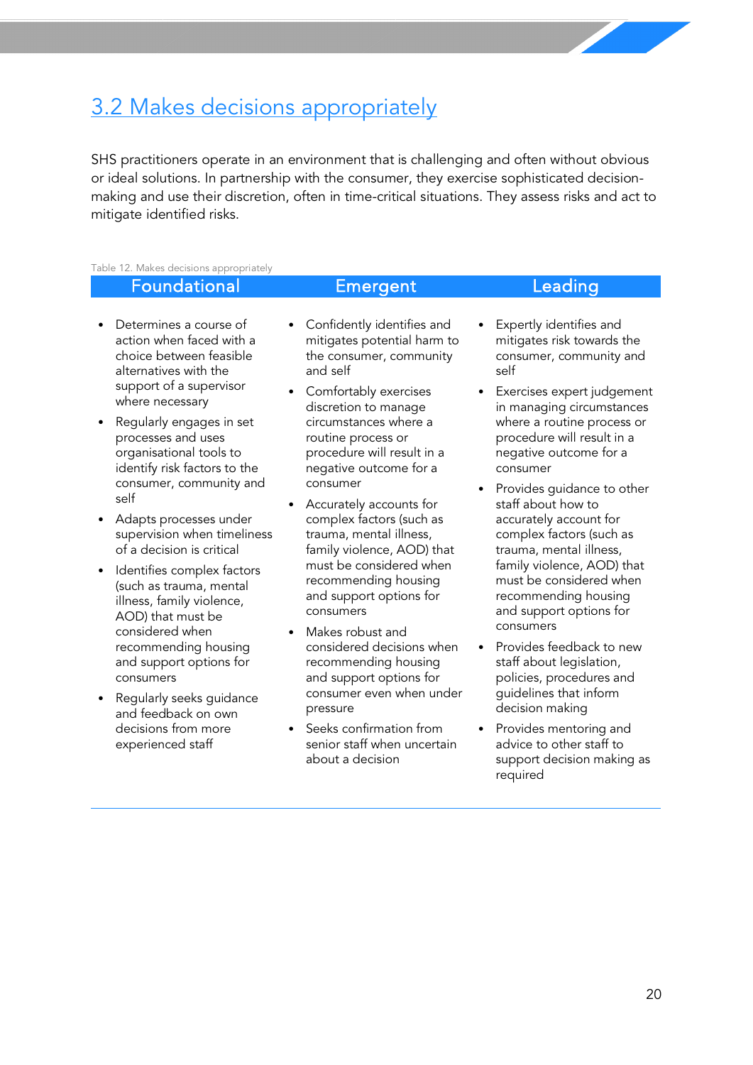## 3.2 Makes decisions appropriately

SHS practitioners operate in an environment that is challenging and often without obvious or ideal solutions. In partnership with the consumer, they exercise sophisticated decision-making and use their discretion, often in time-critical situations. They assess risks and act to mitigate identified risks.

Table 12. Makes decisions appropriately

| Foundational | Emergent | Leading |
| --- | --- | --- |
| • Determines a course of action when faced with a choice between feasible alternatives with the support of a supervisor where necessary<br>• Regularly engages in set processes and uses organisational tools to identify risk factors to the consumer, community and self<br>• Adapts processes under supervision when timeliness of a decision is critical<br>• Identifies complex factors (such as trauma, mental illness, family violence, AOD) that must be considered when recommending housing and support options for consumers<br>• Regularly seeks guidance and feedback on own decisions from more experienced staff | • Confidently identifies and mitigates potential harm to the consumer, community and self<br>• Comfortably exercises discretion to manage circumstances where a routine process or procedure will result in a negative outcome for a consumer<br>• Accurately accounts for complex factors (such as trauma, mental illness, family violence, AOD) that must be considered when recommending housing and support options for consumers<br>• Makes robust and considered decisions when recommending housing and support options for consumer even when under pressure<br>• Seeks confirmation from senior staff when uncertain about a decision | • Expertly identifies and mitigates risk towards the consumer, community and self<br>• Exercises expert judgement in managing circumstances where a routine process or procedure will result in a negative outcome for a consumer<br>• Provides guidance to other staff about how to accurately account for complex factors (such as trauma, mental illness, family violence, AOD) that must be considered when recommending housing and support options for consumers<br>• Provides feedback to new staff about legislation, policies, procedures and guidelines that inform decision making<br>• Provides mentoring and advice to other staff to support decision making as required |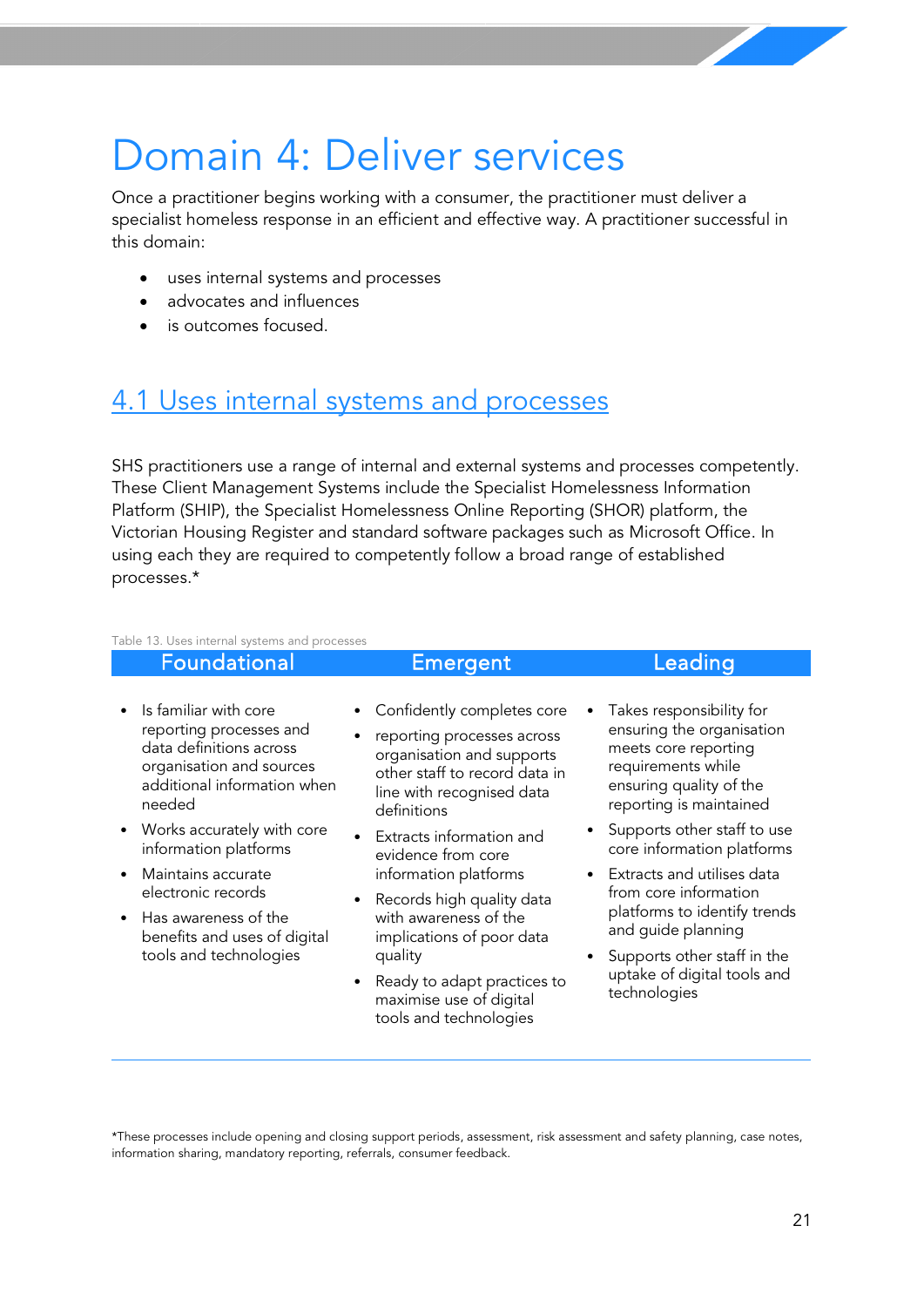# Domain 4: Deliver services

Once a practitioner begins working with a consumer, the practitioner must deliver a specialist homeless response in an efficient and effective way. A practitioner successful in this domain:

- uses internal systems and processes
- advocates and influences
- is outcomes focused.

## 4.1 Uses internal systems and processes

SHS practitioners use a range of internal and external systems and processes competently. These Client Management Systems include the Specialist Homelessness Information Platform (SHIP), the Specialist Homelessness Online Reporting (SHOR) platform, the Victorian Housing Register and standard software packages such as Microsoft Office. In using each they are required to competently follow a broad range of established processes.*

Table 13. Uses internal systems and processes

| Foundational | Emergent | Leading |
|---|---|---|
| • Is familiar with core reporting processes and data definitions across organisation and sources additional information when needed<br>• Works accurately with core information platforms<br>• Maintains accurate electronic records<br>• Has awareness of the benefits and uses of digital tools and technologies | • Confidently completes core<br>• reporting processes across organisation and supports other staff to record data in line with recognised data definitions<br>• Extracts information and evidence from core information platforms<br>• Records high quality data with awareness of the implications of poor data quality<br>• Ready to adapt practices to maximise use of digital tools and technologies | • Takes responsibility for ensuring the organisation meets core reporting requirements while ensuring quality of the reporting is maintained<br>• Supports other staff to use core information platforms<br>• Extracts and utilises data from core information platforms to identify trends and guide planning<br>• Supports other staff in the uptake of digital tools and technologies |

*These processes include opening and closing support periods, assessment, risk assessment and safety planning, case notes, information sharing, mandatory reporting, referrals, consumer feedback.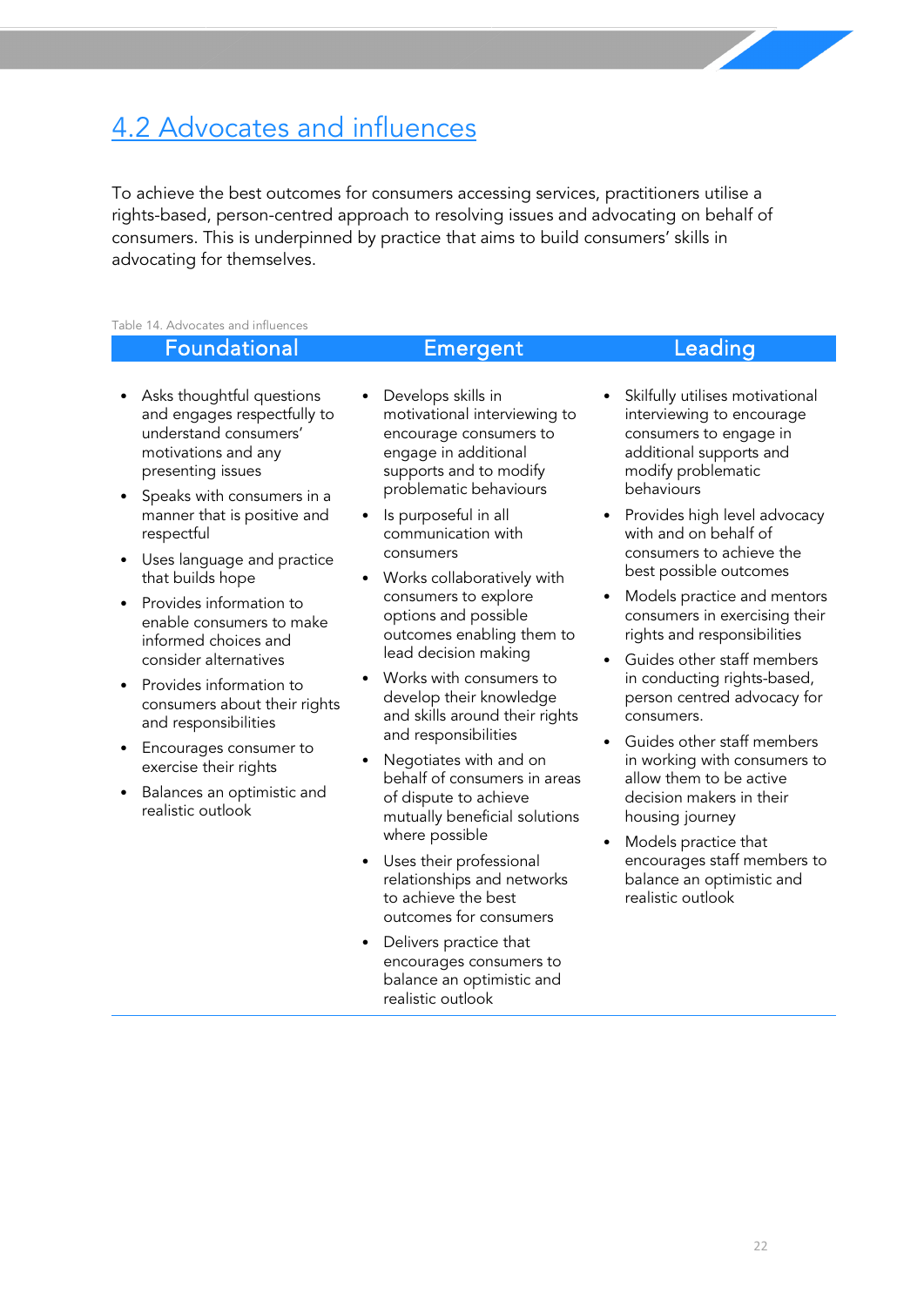## 4.2 Advocates and influences

To achieve the best outcomes for consumers accessing services, practitioners utilise a rights-based, person-centred approach to resolving issues and advocating on behalf of consumers. This is underpinned by practice that aims to build consumers' skills in advocating for themselves.

Table 14. Advocates and influences

| Foundational | Emergent | Leading |
|---|---|---|
| • Asks thoughtful questions and engages respectfully to understand consumers' motivations and any presenting issues<br>• Speaks with consumers in a manner that is positive and respectful<br>• Uses language and practice that builds hope<br>• Provides information to enable consumers to make informed choices and consider alternatives<br>• Provides information to consumers about their rights and responsibilities<br>• Encourages consumer to exercise their rights<br>• Balances an optimistic and realistic outlook | • Develops skills in motivational interviewing to encourage consumers to engage in additional supports and to modify problematic behaviours<br>• Is purposeful in all communication with consumers<br>• Works collaboratively with consumers to explore options and possible outcomes enabling them to lead decision making<br>• Works with consumers to develop their knowledge and skills around their rights and responsibilities<br>• Negotiates with and on behalf of consumers in areas of dispute to achieve mutually beneficial solutions where possible<br>• Uses their professional relationships and networks to achieve the best outcomes for consumers<br>• Delivers practice that encourages consumers to balance an optimistic and realistic outlook | • Skilfully utilises motivational interviewing to encourage consumers to engage in additional supports and modify problematic behaviours<br>• Provides high level advocacy with and on behalf of consumers to achieve the best possible outcomes<br>• Models practice and mentors consumers in exercising their rights and responsibilities<br>• Guides other staff members in conducting rights-based, person centred advocacy for consumers.<br>• Guides other staff members in working with consumers to allow them to be active decision makers in their housing journey<br>• Models practice that encourages staff members to balance an optimistic and realistic outlook |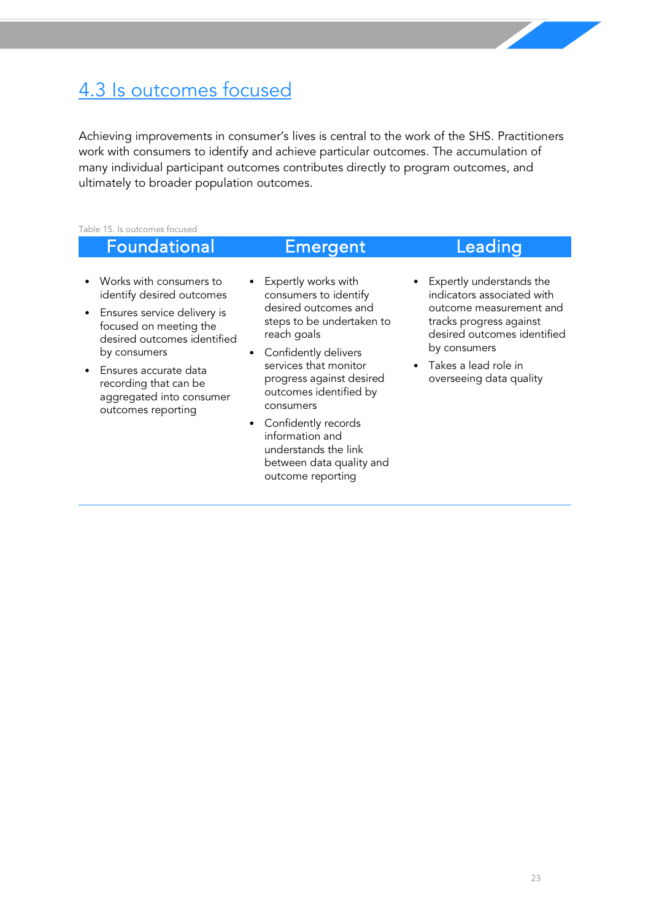## 4.3 Is outcomes focused

Achieving improvements in consumer's lives is central to the work of the SHS. Practitioners work with consumers to identify and achieve particular outcomes. The accumulation of many individual participant outcomes contributes directly to program outcomes, and ultimately to broader population outcomes.

Table 15. Is outcomes focused

| Foundational | Emergent | Leading |
| --- | --- | --- |
| • Works with consumers to identify desired outcomes<br>• Ensures service delivery is focused on meeting the desired outcomes identified by consumers<br>• Ensures accurate data recording that can be aggregated into consumer outcomes reporting | • Expertly works with consumers to identify desired outcomes and steps to be undertaken to reach goals<br>• Confidently delivers services that monitor progress against desired outcomes identified by consumers<br>• Confidently records information and understands the link between data quality and outcome reporting | • Expertly understands the indicators associated with outcome measurement and tracks progress against desired outcomes identified by consumers<br>• Takes a lead role in overseeing data quality |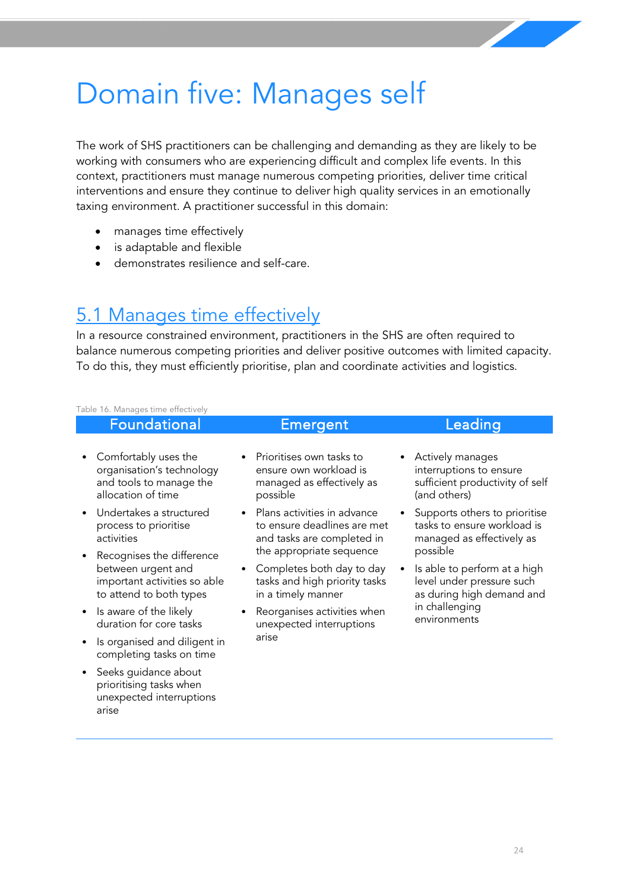# Domain five: Manages self

The work of SHS practitioners can be challenging and demanding as they are likely to be working with consumers who are experiencing difficult and complex life events. In this context, practitioners must manage numerous competing priorities, deliver time critical interventions and ensure they continue to deliver high quality services in an emotionally taxing environment. A practitioner successful in this domain:

- manages time effectively
- is adaptable and flexible
- demonstrates resilience and self-care.

## 5.1 Manages time effectively

In a resource constrained environment, practitioners in the SHS are often required to balance numerous competing priorities and deliver positive outcomes with limited capacity. To do this, they must efficiently prioritise, plan and coordinate activities and logistics.

Table 16. Manages time effectively

| Foundational | Emergent | Leading |
|---|---|---|
| • Comfortably uses the organisation's technology and tools to manage the allocation of time<br>• Undertakes a structured process to prioritise activities<br>• Recognises the difference between urgent and important activities so able to attend to both types<br>• Is aware of the likely duration for core tasks<br>• Is organised and diligent in completing tasks on time<br>• Seeks guidance about prioritising tasks when unexpected interruptions arise | • Prioritises own tasks to ensure own workload is managed as effectively as possible<br>• Plans activities in advance to ensure deadlines are met and tasks are completed in the appropriate sequence<br>• Completes both day to day tasks and high priority tasks in a timely manner<br>• Reorganises activities when unexpected interruptions arise | • Actively manages interruptions to ensure sufficient productivity of self (and others)<br>• Supports others to prioritise tasks to ensure workload is managed as effectively as possible<br>• Is able to perform at a high level under pressure such as during high demand and in challenging environments |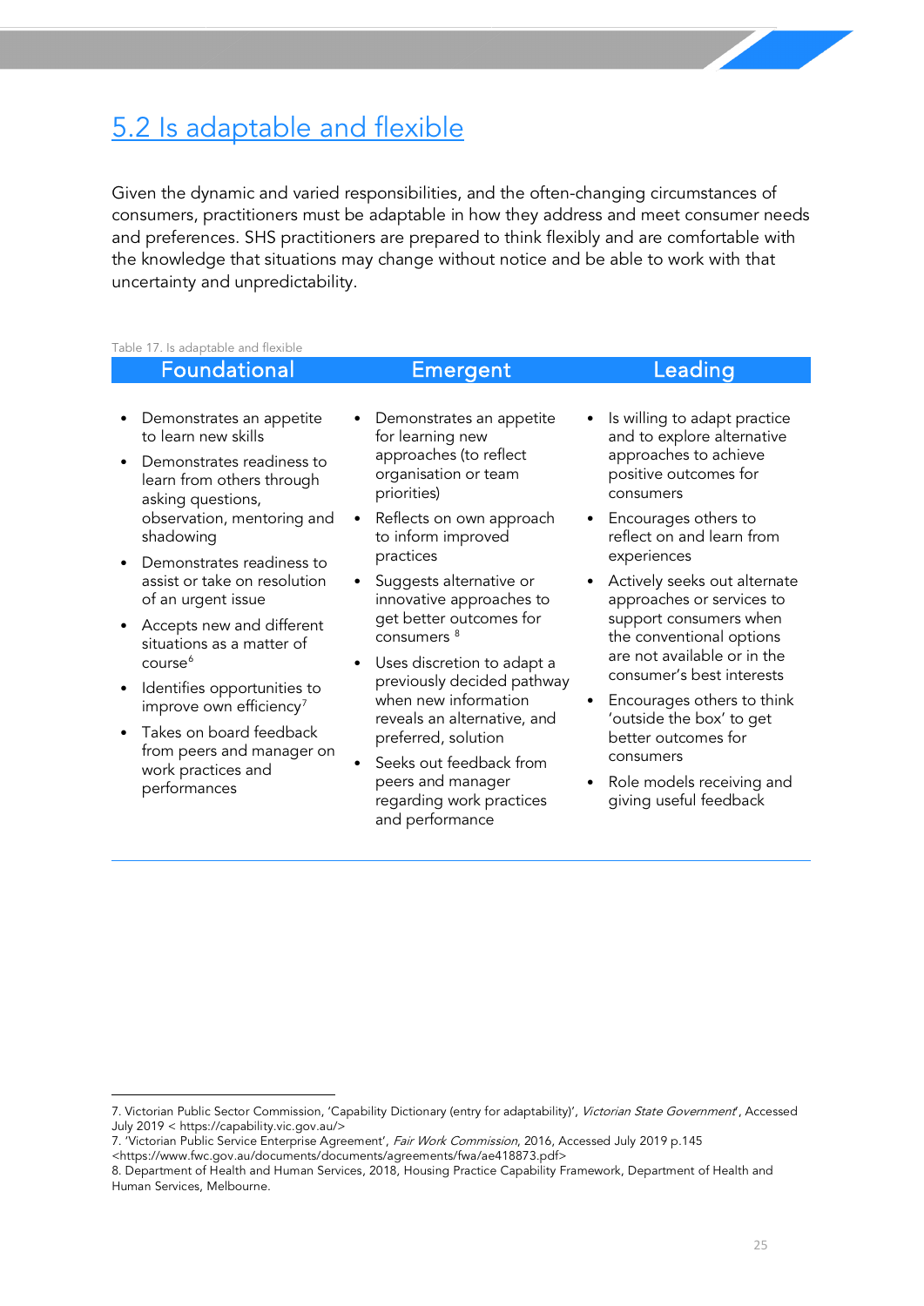## 5.2 Is adaptable and flexible

Given the dynamic and varied responsibilities, and the often-changing circumstances of consumers, practitioners must be adaptable in how they address and meet consumer needs and preferences. SHS practitioners are prepared to think flexibly and are comfortable with the knowledge that situations may change without notice and be able to work with that uncertainty and unpredictability.

Table 17. Is adaptable and flexible

| Foundational | Emergent | Leading |
|---|---|---|
| • Demonstrates an appetite to learn new skills<br>• Demonstrates readiness to learn from others through asking questions, observation, mentoring and shadowing<br>• Demonstrates readiness to assist or take on resolution of an urgent issue<br>• Accepts new and different situations as a matter of course[6]<br>• Identifies opportunities to improve own efficiency[7]<br>• Takes on board feedback from peers and manager on work practices and performances | • Demonstrates an appetite for learning new approaches (to reflect organisation or team priorities)<br>• Reflects on own approach to inform improved practices<br>• Suggests alternative or innovative approaches to get better outcomes for consumers [8]<br>• Uses discretion to adapt a previously decided pathway when new information reveals an alternative, and preferred, solution<br>• Seeks out feedback from peers and manager regarding work practices and performance | • Is willing to adapt practice and to explore alternative approaches to achieve positive outcomes for consumers<br>• Encourages others to reflect on and learn from experiences<br>• Actively seeks out alternate approaches or services to support consumers when the conventional options are not available or in the consumer's best interests<br>• Encourages others to think 'outside the box' to get better outcomes for consumers<br>• Role models receiving and giving useful feedback |

---

7. Victorian Public Sector Commission, 'Capability Dictionary (entry for adaptability)', *Victorian State Government*, Accessed July 2019 < https://capability.vic.gov.au/>
7. 'Victorian Public Service Enterprise Agreement', *Fair Work Commission*, 2016, Accessed July 2019 p.145 <https://www.fwc.gov.au/documents/documents/agreements/fwa/ae418873.pdf>
8. Department of Health and Human Services, 2018, Housing Practice Capability Framework, Department of Health and Human Services, Melbourne.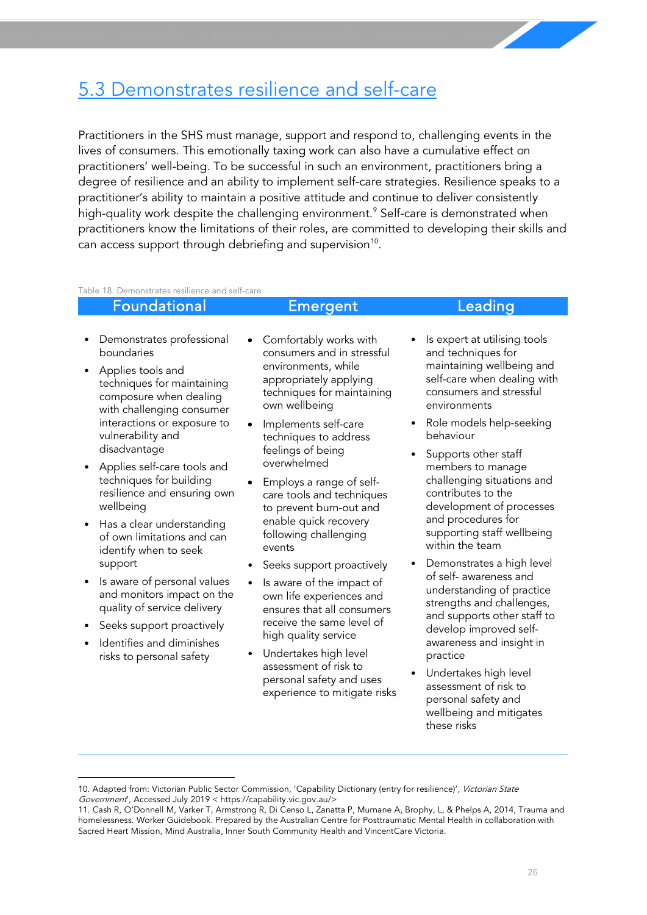## 5.3 Demonstrates resilience and self-care

Practitioners in the SHS must manage, support and respond to, challenging events in the lives of consumers. This emotionally taxing work can also have a cumulative effect on practitioners' well-being. To be successful in such an environment, practitioners bring a degree of resilience and an ability to implement self-care strategies. Resilience speaks to a practitioner's ability to maintain a positive attitude and continue to deliver consistently high-quality work despite the challenging environment.[9] Self-care is demonstrated when practitioners know the limitations of their roles, are committed to developing their skills and can access support through debriefing and supervision[10].

Table 18. Demonstrates resilience and self-care

| Foundational | Emergent | Leading |
|---|---|---|
| • Demonstrates professional boundaries<br>• Applies tools and techniques for maintaining composure when dealing with challenging consumer interactions or exposure to vulnerability and disadvantage<br>• Applies self-care tools and techniques for building resilience and ensuring own wellbeing<br>• Has a clear understanding of own limitations and can identify when to seek support<br>• Is aware of personal values and monitors impact on the quality of service delivery<br>• Seeks support proactively<br>• Identifies and diminishes risks to personal safety | • Comfortably works with consumers and in stressful environments, while appropriately applying techniques for maintaining own wellbeing<br>• Implements self-care techniques to address feelings of being overwhelmed<br>• Employs a range of self-care tools and techniques to prevent burn-out and enable quick recovery following challenging events<br>• Seeks support proactively<br>• Is aware of the impact of own life experiences and ensures that all consumers receive the same level of high quality service<br>• Undertakes high level assessment of risk to personal safety and uses experience to mitigate risks | • Is expert at utilising tools and techniques for maintaining wellbeing and self-care when dealing with consumers and stressful environments<br>• Role models help-seeking behaviour<br>• Supports other staff members to manage challenging situations and contributes to the development of processes and procedures for supporting staff wellbeing within the team<br>• Demonstrates a high level of self- awareness and understanding of practice strengths and challenges, and supports other staff to develop improved self-awareness and insight in practice<br>• Undertakes high level assessment of risk to personal safety and wellbeing and mitigates these risks |

10. Adapted from: Victorian Public Sector Commission, 'Capability Dictionary (entry for resilience)', *Victorian State Government*, Accessed July 2019 < https://capability.vic.gov.au/>

11. Cash R, O'Donnell M, Varker T, Armstrong R, Di Censo L, Zanatta P, Murnane A, Brophy, L, & Phelps A, 2014, Trauma and homelessness. Worker Guidebook. Prepared by the Australian Centre for Posttraumatic Mental Health in collaboration with Sacred Heart Mission, Mind Australia, Inner South Community Health and VincentCare Victoria.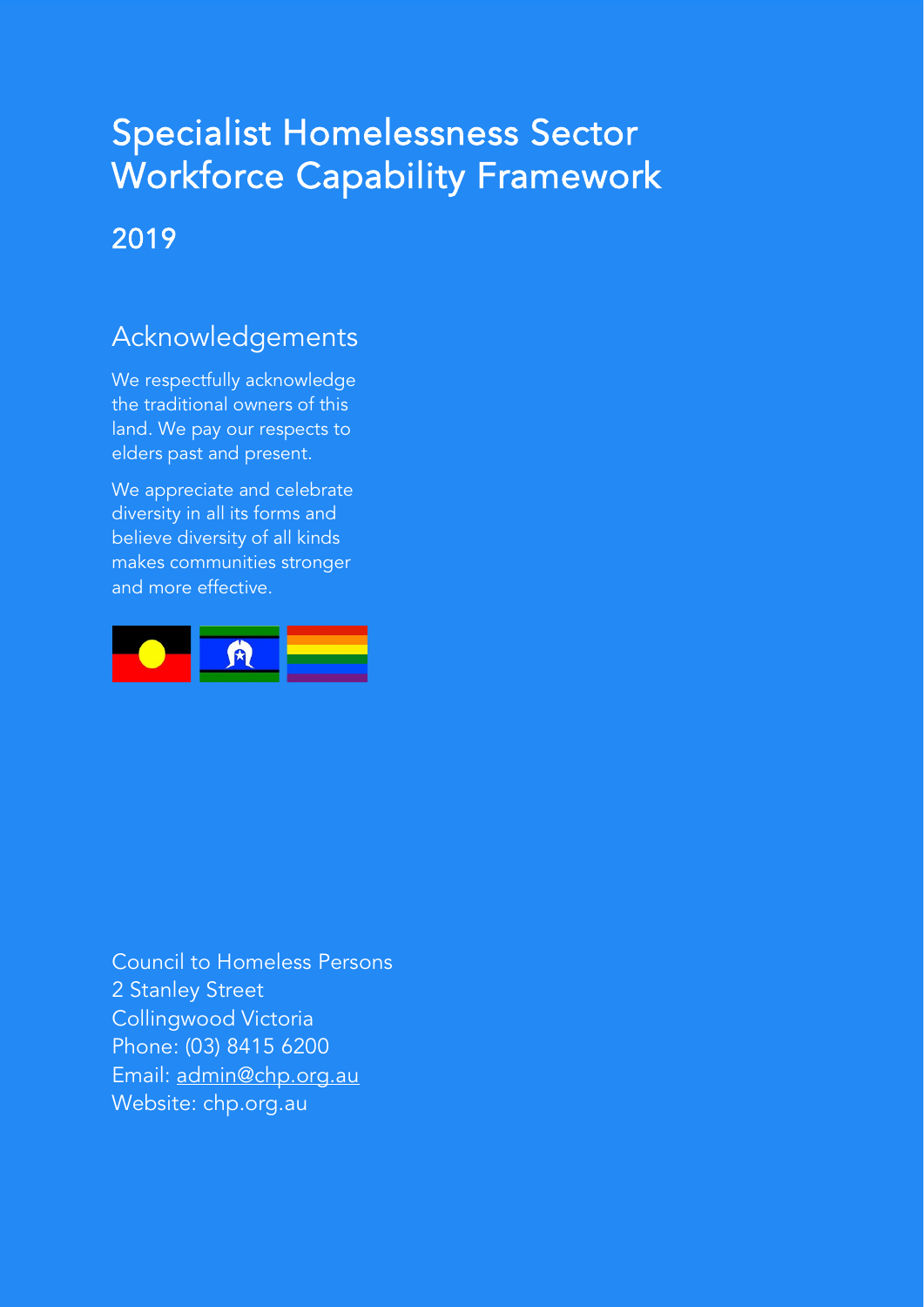# Specialist Homelessness Sector Workforce Capability Framework

## 2019

## Acknowledgements

We respectfully acknowledge the traditional owners of this land. We pay our respects to elders past and present.

We appreciate and celebrate diversity in all its forms and believe diversity of all kinds makes communities stronger and more effective.

Council to Homeless Persons
2 Stanley Street
Collingwood Victoria
Phone: (03) 8415 6200
Email: admin@chp.org.au
Website: chp.org.au